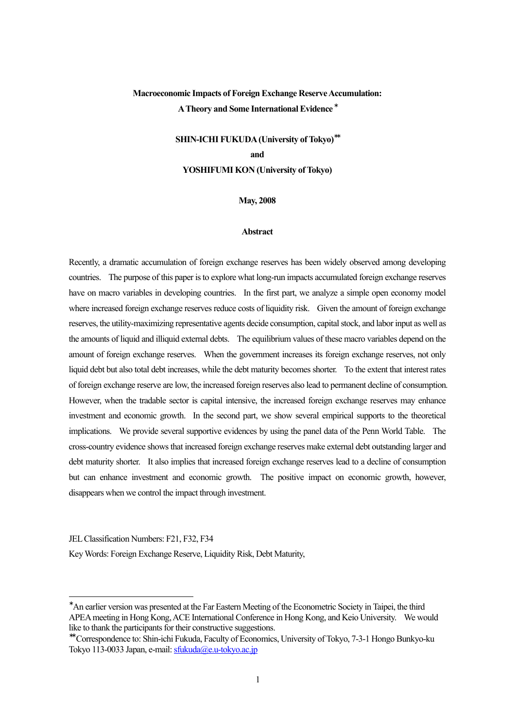# Macroeconomic Impacts of Foreign Exchange Reserve Accumulation: A Theory and Some International Evidence [*]

**SHIN-ICHI FUKUDA (University of Tokyo)[**]**

**and**

**YOSHIFUMI KON (University of Tokyo)**

**May, 2008**

## Abstract

Recently, a dramatic accumulation of foreign exchange reserves has been widely observed among developing countries. The purpose of this paper is to explore what long-run impacts accumulated foreign exchange reserves have on macro variables in developing countries. In the first part, we analyze a simple open economy model where increased foreign exchange reserves reduce costs of liquidity risk. Given the amount of foreign exchange reserves, the utility-maximizing representative agents decide consumption, capital stock, and labor input as well as the amounts of liquid and illiquid external debts. The equilibrium values of these macro variables depend on the amount of foreign exchange reserves. When the government increases its foreign exchange reserves, not only liquid debt but also total debt increases, while the debt maturity becomes shorter. To the extent that interest rates of foreign exchange reserve are low, the increased foreign reserves also lead to permanent decline of consumption. However, when the tradable sector is capital intensive, the increased foreign exchange reserves may enhance investment and economic growth. In the second part, we show several empirical supports to the theoretical implications. We provide several supportive evidences by using the panel data of the Penn World Table. The cross-country evidence shows that increased foreign exchange reserves make external debt outstanding larger and debt maturity shorter. It also implies that increased foreign exchange reserves lead to a decline of consumption but can enhance investment and economic growth. The positive impact on economic growth, however, disappears when we control the impact through investment.

JEL Classification Numbers: F21, F32, F34

Key Words: Foreign Exchange Reserve, Liquidity Risk, Debt Maturity,

---

[*] An earlier version was presented at the Far Eastern Meeting of the Econometric Society in Taipei, the third APEA meeting in Hong Kong, ACE International Conference in Hong Kong, and Keio University. We would like to thank the participants for their constructive suggestions.

[**] Correspondence to: Shin-ichi Fukuda, Faculty of Economics, University of Tokyo, 7-3-1 Hongo Bunkyo-ku Tokyo 113-0033 Japan, e-mail: sfukuda@e.u-tokyo.ac.jp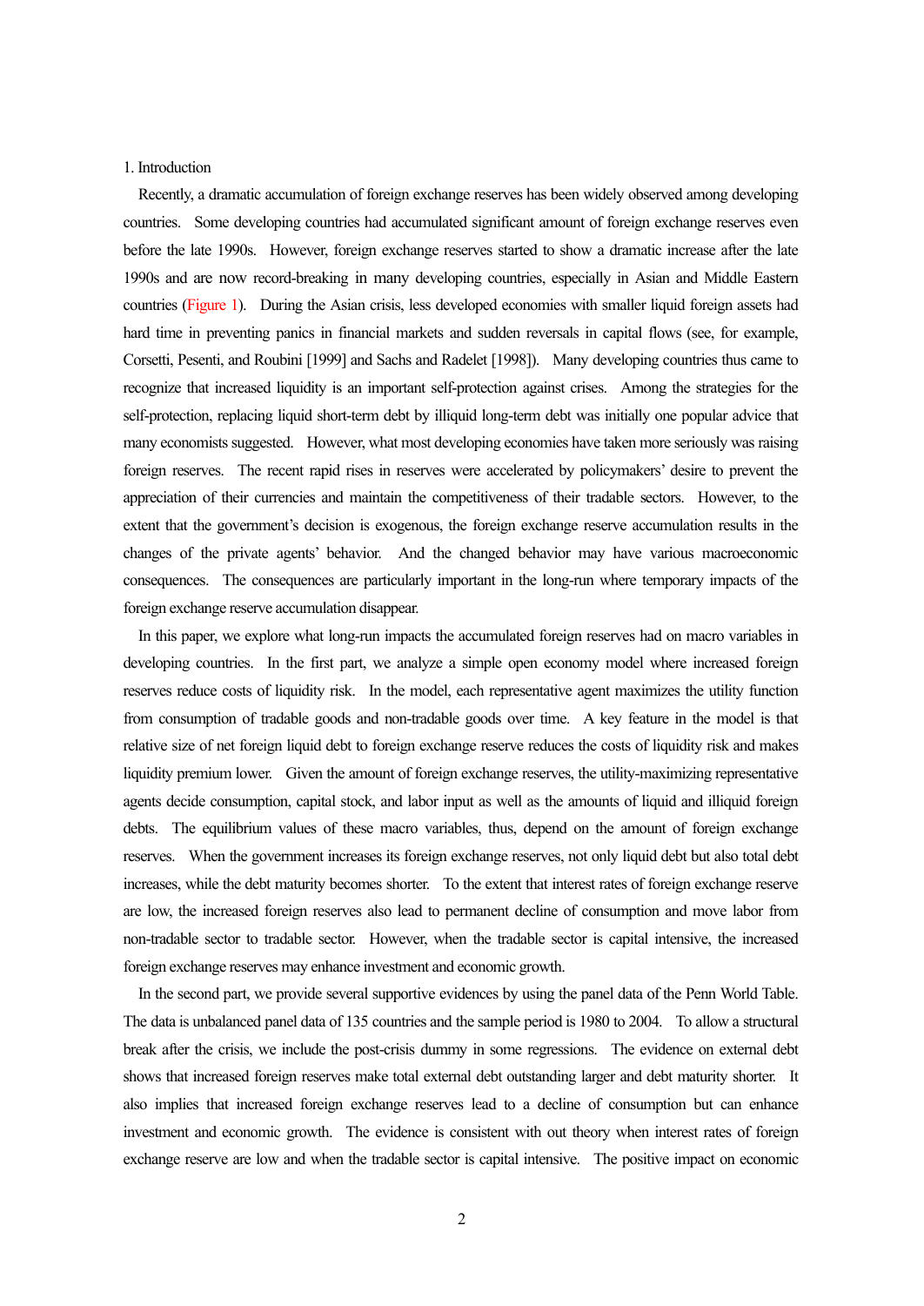## 1. Introduction

Recently, a dramatic accumulation of foreign exchange reserves has been widely observed among developing countries. Some developing countries had accumulated significant amount of foreign exchange reserves even before the late 1990s. However, foreign exchange reserves started to show a dramatic increase after the late 1990s and are now record-breaking in many developing countries, especially in Asian and Middle Eastern countries (Figure 1). During the Asian crisis, less developed economies with smaller liquid foreign assets had hard time in preventing panics in financial markets and sudden reversals in capital flows (see, for example, Corsetti, Pesenti, and Roubini [1999] and Sachs and Radelet [1998]). Many developing countries thus came to recognize that increased liquidity is an important self-protection against crises. Among the strategies for the self-protection, replacing liquid short-term debt by illiquid long-term debt was initially one popular advice that many economists suggested. However, what most developing economies have taken more seriously was raising foreign reserves. The recent rapid rises in reserves were accelerated by policymakers' desire to prevent the appreciation of their currencies and maintain the competitiveness of their tradable sectors. However, to the extent that the government's decision is exogenous, the foreign exchange reserve accumulation results in the changes of the private agents' behavior. And the changed behavior may have various macroeconomic consequences. The consequences are particularly important in the long-run where temporary impacts of the foreign exchange reserve accumulation disappear.

In this paper, we explore what long-run impacts the accumulated foreign reserves had on macro variables in developing countries. In the first part, we analyze a simple open economy model where increased foreign reserves reduce costs of liquidity risk. In the model, each representative agent maximizes the utility function from consumption of tradable goods and non-tradable goods over time. A key feature in the model is that relative size of net foreign liquid debt to foreign exchange reserve reduces the costs of liquidity risk and makes liquidity premium lower. Given the amount of foreign exchange reserves, the utility-maximizing representative agents decide consumption, capital stock, and labor input as well as the amounts of liquid and illiquid foreign debts. The equilibrium values of these macro variables, thus, depend on the amount of foreign exchange reserves. When the government increases its foreign exchange reserves, not only liquid debt but also total debt increases, while the debt maturity becomes shorter. To the extent that interest rates of foreign exchange reserve are low, the increased foreign reserves also lead to permanent decline of consumption and move labor from non-tradable sector to tradable sector. However, when the tradable sector is capital intensive, the increased foreign exchange reserves may enhance investment and economic growth.

In the second part, we provide several supportive evidences by using the panel data of the Penn World Table. The data is unbalanced panel data of 135 countries and the sample period is 1980 to 2004. To allow a structural break after the crisis, we include the post-crisis dummy in some regressions. The evidence on external debt shows that increased foreign reserves make total external debt outstanding larger and debt maturity shorter. It also implies that increased foreign exchange reserves lead to a decline of consumption but can enhance investment and economic growth. The evidence is consistent with out theory when interest rates of foreign exchange reserve are low and when the tradable sector is capital intensive. The positive impact on economic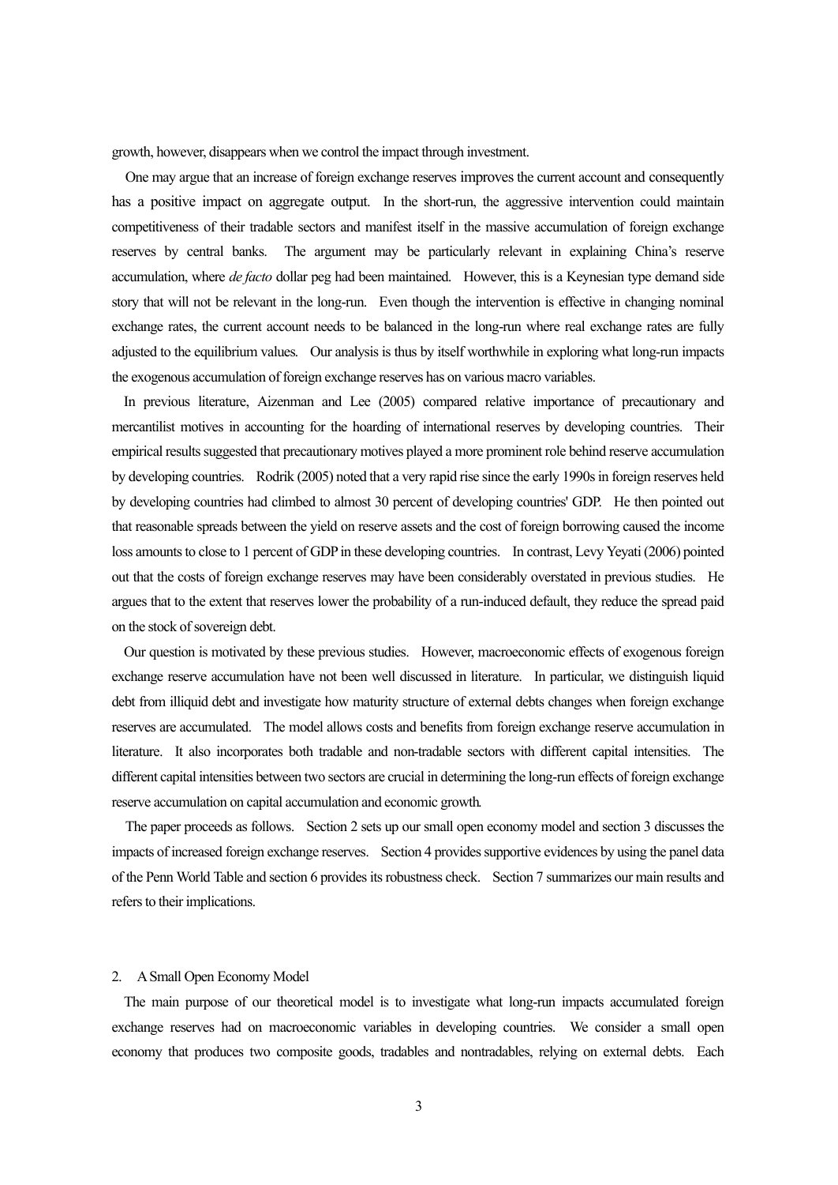growth, however, disappears when we control the impact through investment.

One may argue that an increase of foreign exchange reserves improves the current account and consequently has a positive impact on aggregate output. In the short-run, the aggressive intervention could maintain competitiveness of their tradable sectors and manifest itself in the massive accumulation of foreign exchange reserves by central banks. The argument may be particularly relevant in explaining China's reserve accumulation, where *de facto* dollar peg had been maintained. However, this is a Keynesian type demand side story that will not be relevant in the long-run. Even though the intervention is effective in changing nominal exchange rates, the current account needs to be balanced in the long-run where real exchange rates are fully adjusted to the equilibrium values. Our analysis is thus by itself worthwhile in exploring what long-run impacts the exogenous accumulation of foreign exchange reserves has on various macro variables.

In previous literature, Aizenman and Lee (2005) compared relative importance of precautionary and mercantilist motives in accounting for the hoarding of international reserves by developing countries. Their empirical results suggested that precautionary motives played a more prominent role behind reserve accumulation by developing countries. Rodrik (2005) noted that a very rapid rise since the early 1990s in foreign reserves held by developing countries had climbed to almost 30 percent of developing countries' GDP. He then pointed out that reasonable spreads between the yield on reserve assets and the cost of foreign borrowing caused the income loss amounts to close to 1 percent of GDP in these developing countries. In contrast, Levy Yeyati (2006) pointed out that the costs of foreign exchange reserves may have been considerably overstated in previous studies. He argues that to the extent that reserves lower the probability of a run-induced default, they reduce the spread paid on the stock of sovereign debt.

Our question is motivated by these previous studies. However, macroeconomic effects of exogenous foreign exchange reserve accumulation have not been well discussed in literature. In particular, we distinguish liquid debt from illiquid debt and investigate how maturity structure of external debts changes when foreign exchange reserves are accumulated. The model allows costs and benefits from foreign exchange reserve accumulation in literature. It also incorporates both tradable and non-tradable sectors with different capital intensities. The different capital intensities between two sectors are crucial in determining the long-run effects of foreign exchange reserve accumulation on capital accumulation and economic growth.

The paper proceeds as follows. Section 2 sets up our small open economy model and section 3 discusses the impacts of increased foreign exchange reserves. Section 4 provides supportive evidences by using the panel data of the Penn World Table and section 6 provides its robustness check. Section 7 summarizes our main results and refers to their implications.

## 2. A Small Open Economy Model

The main purpose of our theoretical model is to investigate what long-run impacts accumulated foreign exchange reserves had on macroeconomic variables in developing countries. We consider a small open economy that produces two composite goods, tradables and nontradables, relying on external debts. Each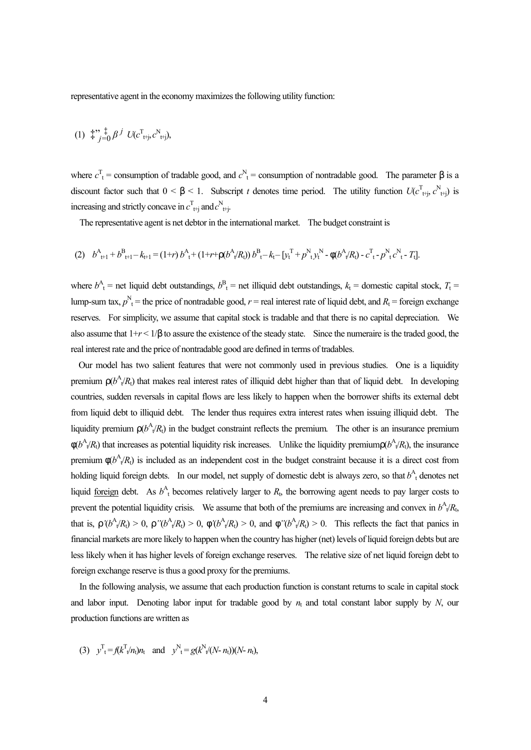representative agent in the economy maximizes the following utility function:

$$(1)\quad \sum_{j=0}^{\infty} \beta^{j}\ U(c^{T}_{t+j}, c^{N}_{t+j}),$$

where $c^{T}_{t}$ = consumption of tradable good, and $c^{N}_{t}$ = consumption of nontradable good. The parameter β is a discount factor such that $0 < \beta < 1$. Subscript $t$ denotes time period. The utility function $U(c^{T}_{t+j}, c^{N}_{t+j})$ is increasing and strictly concave in $c^{T}_{t+j}$ and $c^{N}_{t+j}$.

The representative agent is net debtor in the international market. The budget constraint is

$$(2)\quad b^{A}_{t+1} + b^{B}_{t+1} - k_{t+1} = (1+r)\, b^{A}_{t} + (1+r+\rho(b^{A}_{t}/R_{t}))\, b^{B}_{t} - k_{t} - [y_{t}^{T} + p^{N}_{t} y_{t}^{N} - \phi(b^{A}_{t}/R_{t}) - c^{T}_{t} - p^{N}_{t} c^{N}_{t} - T_{t}].$$

where $b^{A}_{t}$ = net liquid debt outstandings, $b^{B}_{t}$ = net illiquid debt outstandings, $k_{t}$ = domestic capital stock, $T_{t}$ = lump-sum tax, $p^{N}_{t}$ = the price of nontradable good, $r$ = real interest rate of liquid debt, and $R_{t}$ = foreign exchange reserves. For simplicity, we assume that capital stock is tradable and that there is no capital depreciation. We also assume that $1+r < 1/\beta$ to assure the existence of the steady state. Since the numeraire is the traded good, the real interest rate and the price of nontradable good are defined in terms of tradables.

Our model has two salient features that were not commonly used in previous studies. One is a liquidity premium $\rho(b^{A}_{t}/R_{t})$ that makes real interest rates of illiquid debt higher than that of liquid debt. In developing countries, sudden reversals in capital flows are less likely to happen when the borrower shifts its external debt from liquid debt to illiquid debt. The lender thus requires extra interest rates when issuing illiquid debt. The liquidity premium $\rho(b^{A}_{t}/R_{t})$ in the budget constraint reflects the premium. The other is an insurance premium $\phi(b^{A}_{t}/R_{t})$ that increases as potential liquidity risk increases. Unlike the liquidity premium $\rho(b^{A}_{t}/R_{t})$, the insurance premium $\phi(b^{A}_{t}/R_{t})$ is included as an independent cost in the budget constraint because it is a direct cost from holding liquid foreign debts. In our model, net supply of domestic debt is always zero, so that $b^{A}_{t}$ denotes net liquid foreign debt. As $b^{A}_{t}$ becomes relatively larger to $R_{t}$, the borrowing agent needs to pay larger costs to prevent the potential liquidity crisis. We assume that both of the premiums are increasing and convex in $b^{A}_{t}/R_{t}$, that is, $\rho'(b^{A}_{t}/R_{t}) > 0$, $\rho''(b^{A}_{t}/R_{t}) > 0$, $\phi'(b^{A}_{t}/R_{t}) > 0$, and $\phi''(b^{A}_{t}/R_{t}) > 0$. This reflects the fact that panics in financial markets are more likely to happen when the country has higher (net) levels of liquid foreign debts but are less likely when it has higher levels of foreign exchange reserves. The relative size of net liquid foreign debt to foreign exchange reserve is thus a good proxy for the premiums.

In the following analysis, we assume that each production function is constant returns to scale in capital stock and labor input. Denoting labor input for tradable good by $n_{t}$ and total constant labor supply by $N$, our production functions are written as

$$(3)\quad y^{T}_{t} = f(k^{T}_{t}/n_{t})n_{t} \quad \text{and} \quad y^{N}_{t} = g(k^{N}_{t}/(N-n_{t}))(N-n_{t}),$$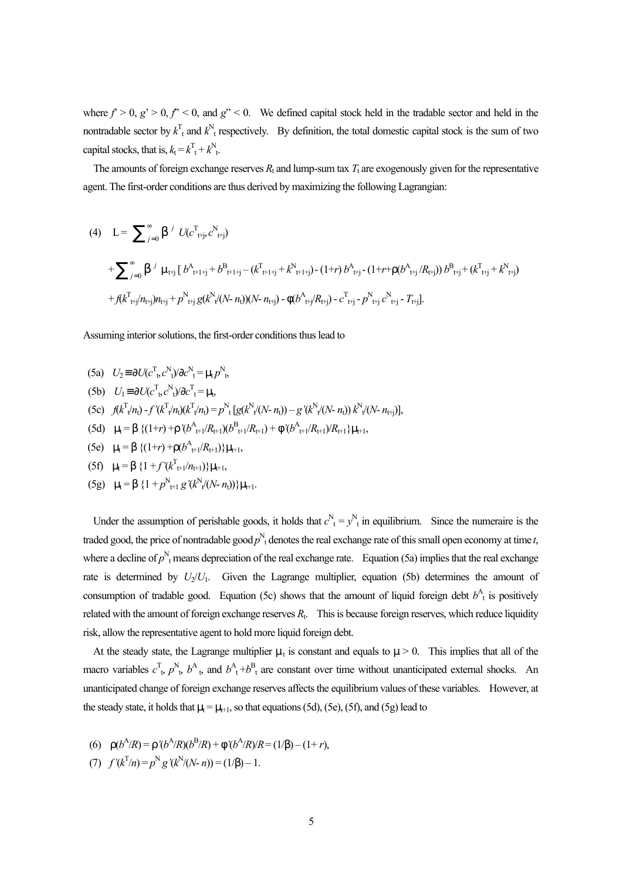where $f' > 0$, $g' > 0$, $f'' < 0$, and $g'' < 0$. We defined capital stock held in the tradable sector and held in the nontradable sector by $k^T_t$ and $k^N_t$ respectively. By definition, the total domestic capital stock is the sum of two capital stocks, that is, $k_t = k^T_t + k^N_t$.

The amounts of foreign exchange reserves $R_t$ and lump-sum tax $T_t$ are exogenously given for the representative agent. The first-order conditions are thus derived by maximizing the following Lagrangian:

$$(4)\quad L = \sum_{j=0}^{\infty} \beta^j\, U(c^T_{t+j}, c^N_{t+j})$$

$$+\sum_{j=0}^{\infty} \beta^j\, \mu_{t+j}\,[\, b^A_{t+1+j} + b^B_{t+1+j} - (k^T_{t+1+j} + k^N_{t+1+j}) - (1+r)\, b^A_{t+j} - (1+r+\rho(b^A_{t+j}/R_{t+j}))\, b^B_{t+j} + (k^T_{t+j} + k^N_{t+j})$$

$$+ f(k^T_{t+j}/n_{t+j})n_{t+j} + p^N_{t+j}\, g(k^N_t/(N-n_t))(N-n_{t+j}) - \phi(b^A_{t+j}/R_{t+j}) - c^T_{t+j} - p^N_{t+j}\, c^N_{t+j} - T_{t+j}].$$

Assuming interior solutions, the first-order conditions thus lead to

$$(5a)\quad U_2 \equiv \partial U(c^T_t, c^N_t)/\partial c^N_t = \mu_t\, p^N_t,$$

$$(5b)\quad U_1 \equiv \partial U(c^T_t, c^N_t)/\partial c^T_t = \mu_t,$$

$$(5c)\quad f(k^T_t/n_t) - f'(k^T_t/n_t)(k^T_t/n_t) = p^N_t\,[g(k^N_t/(N-n_t)) - g'(k^N_t/(N-n_t))\, k^N_t/(N-n_{t+j})],$$

$$(5d)\quad \mu_t = \beta\,\{(1+r) + \rho'(b^A_{t+1}/R_{t+1})(b^B_{t+1}/R_{t+1}) + \phi'(b^A_{t+1}/R_{t+1})/R_{t+1}\}\mu_{t+1},$$

$$(5e)\quad \mu_t = \beta\,\{(1+r) + \rho(b^A_{t+1}/R_{t+1})\}\mu_{t+1},$$

$$(5f)\quad \mu_t = \beta\,\{1 + f'(k^T_{t+1}/n_{t+1})\}\mu_{t+1},$$

$$(5g)\quad \mu_t = \beta\,\{1 + p^N_{t+1}\, g'(k^N_t/(N-n_t))\}\mu_{t+1}.$$

Under the assumption of perishable goods, it holds that $c^N_t = y^N_t$ in equilibrium. Since the numeraire is the traded good, the price of nontradable good $p^N_t$ denotes the real exchange rate of this small open economy at time $t$, where a decline of $p^N_t$ means depreciation of the real exchange rate. Equation (5a) implies that the real exchange rate is determined by $U_2/U_1$. Given the Lagrange multiplier, equation (5b) determines the amount of consumption of tradable good. Equation (5c) shows that the amount of liquid foreign debt $b^A_t$ is positively related with the amount of foreign exchange reserves $R_t$. This is because foreign reserves, which reduce liquidity risk, allow the representative agent to hold more liquid foreign debt.

At the steady state, the Lagrange multiplier $\mu_t$ is constant and equals to $\mu > 0$. This implies that all of the macro variables $c^T_t$, $p^N_t$, $b^A_t$, and $b^A_t + b^B_t$ are constant over time without unanticipated external shocks. An unanticipated change of foreign exchange reserves affects the equilibrium values of these variables. However, at the steady state, it holds that $\mu_t = \mu_{t+1}$, so that equations (5d), (5e), (5f), and (5g) lead to

$$(6)\quad \rho(b^A/R) = \rho'(b^A/R)(b^B/R) + \phi'(b^A/R)/R = (1/\beta) - (1+r),$$

$$(7)\quad f'(k^T/n) = p^N\, g'(k^N/(N-n)) = (1/\beta) - 1.$$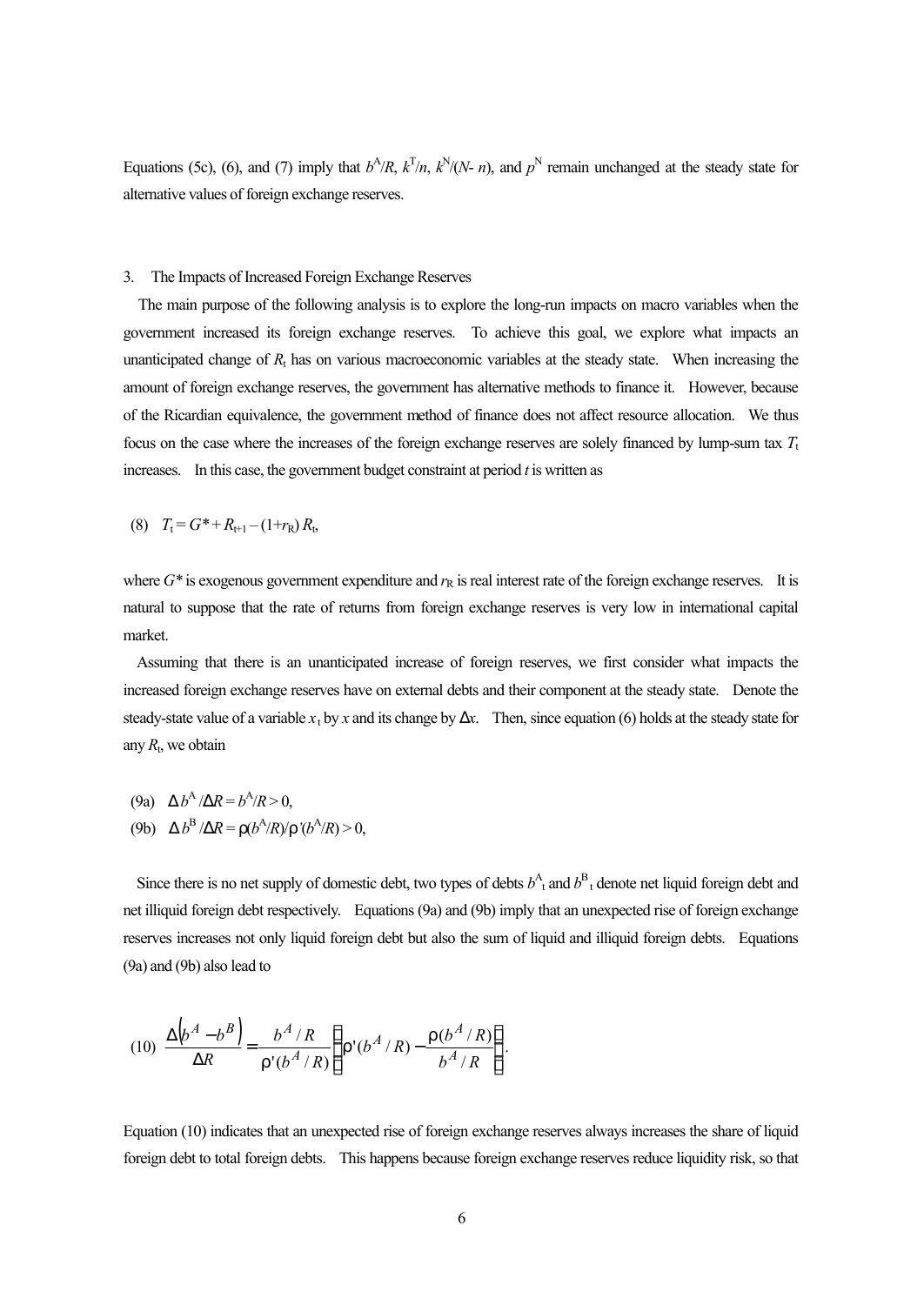Equations (5c), (6), and (7) imply that $b^A/R$, $k^T/n$, $k^N/(N- n)$, and $p^N$ remain unchanged at the steady state for alternative values of foreign exchange reserves.

## 3. The Impacts of Increased Foreign Exchange Reserves

The main purpose of the following analysis is to explore the long-run impacts on macro variables when the government increased its foreign exchange reserves. To achieve this goal, we explore what impacts an unanticipated change of $R_t$ has on various macroeconomic variables at the steady state. When increasing the amount of foreign exchange reserves, the government has alternative methods to finance it. However, because of the Ricardian equivalence, the government method of finance does not affect resource allocation. We thus focus on the case where the increases of the foreign exchange reserves are solely financed by lump-sum tax $T_t$ increases. In this case, the government budget constraint at period $t$ is written as

$$(8) \quad T_t = G^* + R_{t+1} - (1+r_R)\, R_t,$$

where $G^*$ is exogenous government expenditure and $r_R$ is real interest rate of the foreign exchange reserves. It is natural to suppose that the rate of returns from foreign exchange reserves is very low in international capital market.

Assuming that there is an unanticipated increase of foreign reserves, we first consider what impacts the increased foreign exchange reserves have on external debts and their component at the steady state. Denote the steady-state value of a variable $x_t$ by $x$ and its change by $\Delta x$. Then, since equation (6) holds at the steady state for any $R_t$, we obtain

$$(9a) \quad \Delta b^A/\Delta R = b^A/R > 0,$$

$$(9b) \quad \Delta b^B/\Delta R = \rho(b^A/R)/\rho'(b^A/R) > 0,$$

Since there is no net supply of domestic debt, two types of debts $b^A_t$ and $b^B_t$ denote net liquid foreign debt and net illiquid foreign debt respectively. Equations (9a) and (9b) imply that an unexpected rise of foreign exchange reserves increases not only liquid foreign debt but also the sum of liquid and illiquid foreign debts. Equations (9a) and (9b) also lead to

$$(10) \quad \frac{\Delta\left(b^A - b^B\right)}{\Delta R} = \frac{b^A/R}{\rho'(b^A/R)}\left[\rho'(b^A/R) - \frac{\rho(b^A/R)}{b^A/R}\right].$$

Equation (10) indicates that an unexpected rise of foreign exchange reserves always increases the share of liquid foreign debt to total foreign debts. This happens because foreign exchange reserves reduce liquidity risk, so that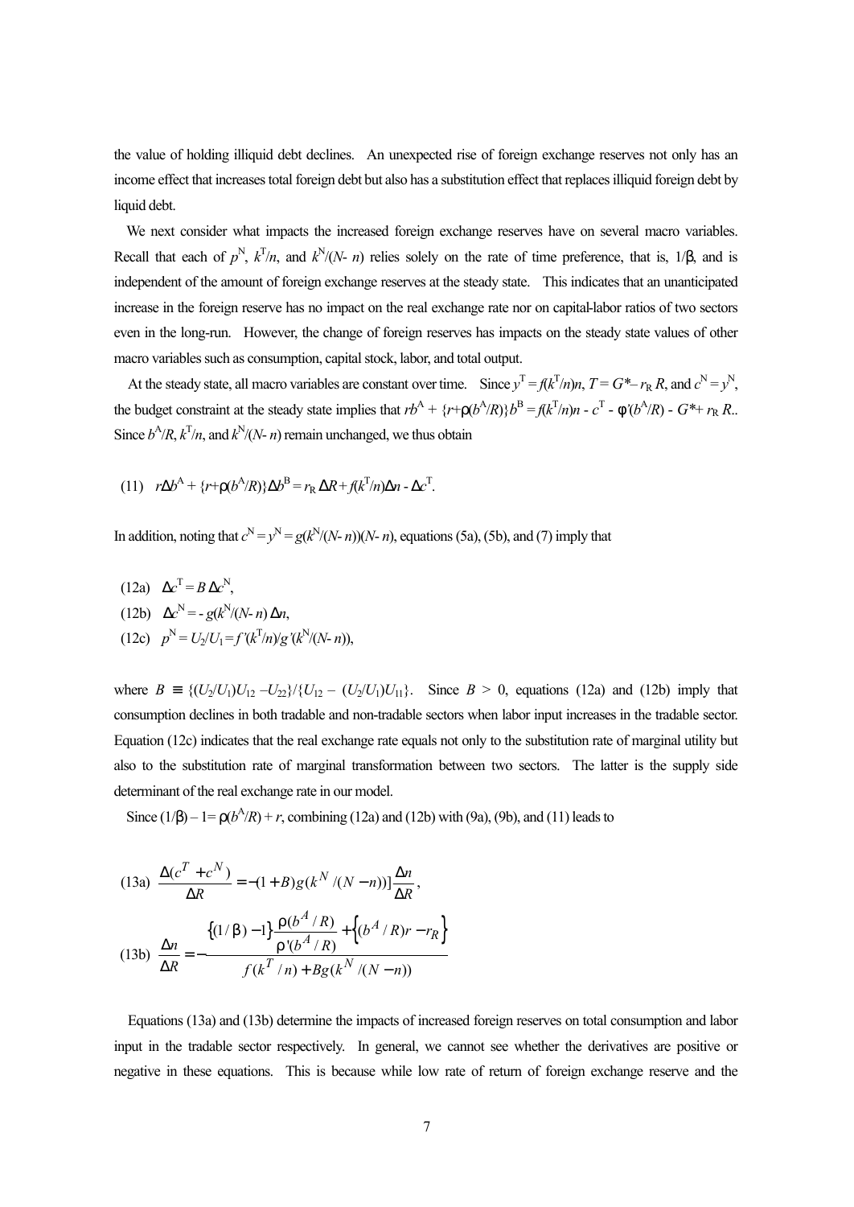the value of holding illiquid debt declines. An unexpected rise of foreign exchange reserves not only has an income effect that increases total foreign debt but also has a substitution effect that replaces illiquid foreign debt by liquid debt.

We next consider what impacts the increased foreign exchange reserves have on several macro variables. Recall that each of $p^N$, $k^T/n$, and $k^N/(N-n)$ relies solely on the rate of time preference, that is, $1/\beta$, and is independent of the amount of foreign exchange reserves at the steady state. This indicates that an unanticipated increase in the foreign reserve has no impact on the real exchange rate nor on capital-labor ratios of two sectors even in the long-run. However, the change of foreign reserves has impacts on the steady state values of other macro variables such as consumption, capital stock, labor, and total output.

At the steady state, all macro variables are constant over time. Since $y^T = f(k^T/n)n$, $T = G^* - r_R R$, and $c^N = y^N$, the budget constraint at the steady state implies that $rb^A + \{r+\rho(b^A/R)\}b^B = f(k^T/n)n - c^T - \phi(b^A/R) - G^* + r_R R$.. Since $b^A/R$, $k^T/n$, and $k^N/(N-n)$ remain unchanged, we thus obtain

$$\text{(11)} \quad r\Delta b^A + \{r+\rho(b^A/R)\}\Delta b^B = r_R \Delta R + f(k^T/n)\Delta n - \Delta c^T.$$

In addition, noting that $c^N = y^N = g(k^N/(N-n))(N-n)$, equations (5a), (5b), and (7) imply that

$$\text{(12a)} \quad \Delta c^T = B\,\Delta c^N,$$

$$\text{(12b)} \quad \Delta c^N = -\,g(k^N/(N-n))\,\Delta n,$$

$$\text{(12c)} \quad p^N = U_2/U_1 = f'(k^T/n)/g'(k^N/(N-n)),$$

where $B \equiv \{(U_2/U_1)U_{12} - U_{22}\}/\{U_{12} - (U_2/U_1)U_{11}\}$. Since $B > 0$, equations (12a) and (12b) imply that consumption declines in both tradable and non-tradable sectors when labor input increases in the tradable sector. Equation (12c) indicates that the real exchange rate equals not only to the substitution rate of marginal utility but also to the substitution rate of marginal transformation between two sectors. The latter is the supply side determinant of the real exchange rate in our model.

Since $(1/\beta) - 1 = \rho(b^A/R) + r$, combining (12a) and (12b) with (9a), (9b), and (11) leads to

$$\text{(13a)} \quad \frac{\Delta(c^T + c^N)}{\Delta R} = -(1+B)g(k^N/(N-n))]\frac{\Delta n}{\Delta R},$$

$$\text{(13b)} \quad \frac{\Delta n}{\Delta R} = -\frac{\{(1/\beta)-1\}\dfrac{\rho(b^A/R)}{\rho'(b^A/R)} + \{(b^A/R)r - r_R\}}{f(k^T/n) + Bg(k^N/(N-n))}$$

Equations (13a) and (13b) determine the impacts of increased foreign reserves on total consumption and labor input in the tradable sector respectively. In general, we cannot see whether the derivatives are positive or negative in these equations. This is because while low rate of return of foreign exchange reserve and the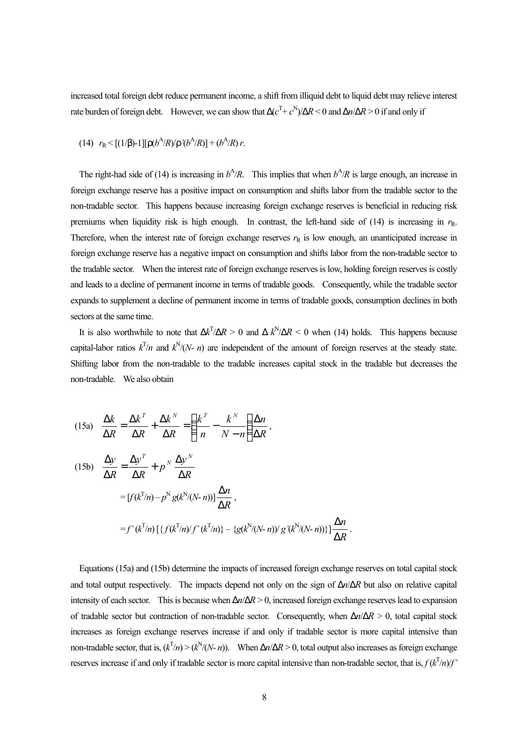increased total foreign debt reduce permanent income, a shift from illiquid debt to liquid debt may relieve interest rate burden of foreign debt. However, we can show that $\Delta(c^{T}+c^{N})/\Delta R < 0$ and $\Delta n/\Delta R > 0$ if and only if

$$\text{(14)} \quad r_R < [(1/\beta)-1][\rho(b^A/R)/\rho'(b^A/R)] + (b^A/R)\, r.$$

The right-had side of (14) is increasing in $b^A/R$. This implies that when $b^A/R$ is large enough, an increase in foreign exchange reserve has a positive impact on consumption and shifts labor from the tradable sector to the non-tradable sector. This happens because increasing foreign exchange reserves is beneficial in reducing risk premiums when liquidity risk is high enough. In contrast, the left-hand side of (14) is increasing in $r_R$. Therefore, when the interest rate of foreign exchange reserves $r_R$ is low enough, an unanticipated increase in foreign exchange reserve has a negative impact on consumption and shifts labor from the non-tradable sector to the tradable sector. When the interest rate of foreign exchange reserves is low, holding foreign reserves is costly and leads to a decline of permanent income in terms of tradable goods. Consequently, while the tradable sector expands to supplement a decline of permanent income in terms of tradable goods, consumption declines in both sectors at the same time.

It is also worthwhile to note that $\Delta k^T/\Delta R > 0$ and $\Delta k^N/\Delta R < 0$ when (14) holds. This happens because capital-labor ratios $k^T/n$ and $k^N/(N-n)$ are independent of the amount of foreign reserves at the steady state. Shifting labor from the non-tradable to the tradable increases capital stock in the tradable but decreases the non-tradable. We also obtain

$$\text{(15a)} \quad \frac{\Delta k}{\Delta R} = \frac{\Delta k^T}{\Delta R} + \frac{\Delta k^N}{\Delta R} = \left(\frac{k^T}{n} - \frac{k^N}{N-n}\right)\frac{\Delta n}{\Delta R},$$

$$\text{(15b)} \quad \frac{\Delta y}{\Delta R} = \frac{\Delta y^T}{\Delta R} + p^N \frac{\Delta y^N}{\Delta R}$$

$$= [f(k^T/n) - p^N g(k^N/(N-n))]\frac{\Delta n}{\Delta R},$$

$$= f'(k^T/n)\,[\{f(k^T/n)/f'(k^T/n)\} - \{g(k^N/(N-n))/g'(k^N/(N-n))\}]\frac{\Delta n}{\Delta R}.$$

Equations (15a) and (15b) determine the impacts of increased foreign exchange reserves on total capital stock and total output respectively. The impacts depend not only on the sign of $\Delta n/\Delta R$ but also on relative capital intensity of each sector. This is because when $\Delta n/\Delta R > 0$, increased foreign exchange reserves lead to expansion of tradable sector but contraction of non-tradable sector. Consequently, when $\Delta n/\Delta R > 0$, total capital stock increases as foreign exchange reserves increase if and only if tradable sector is more capital intensive than non-tradable sector, that is, $(k^T/n) > (k^N/(N-n))$. When $\Delta n/\Delta R > 0$, total output also increases as foreign exchange reserves increase if and only if tradable sector is more capital intensive than non-tradable sector, that is, $f(k^T/n)/f'$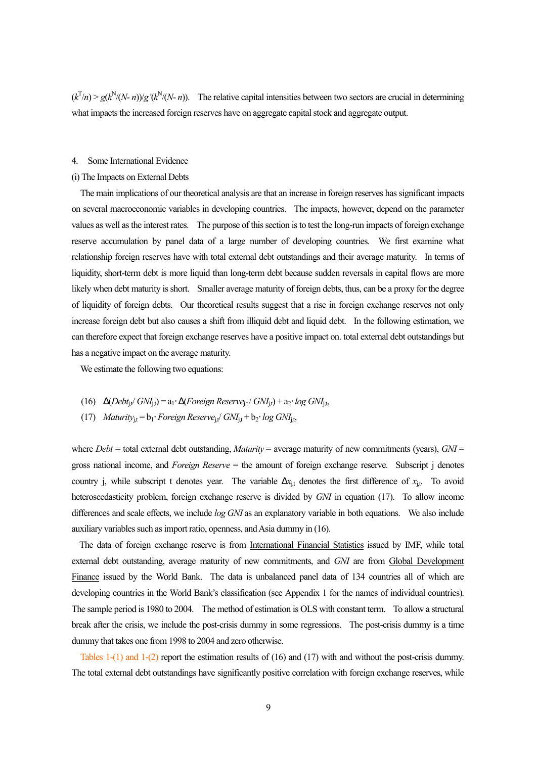$(k^T/n) > g(k^N/(N-n))/g'(k^N/(N-n))$. The relative capital intensities between two sectors are crucial in determining what impacts the increased foreign reserves have on aggregate capital stock and aggregate output.

## 4. Some International Evidence

### (i) The Impacts on External Debts

The main implications of our theoretical analysis are that an increase in foreign reserves has significant impacts on several macroeconomic variables in developing countries. The impacts, however, depend on the parameter values as well as the interest rates. The purpose of this section is to test the long-run impacts of foreign exchange reserve accumulation by panel data of a large number of developing countries. We first examine what relationship foreign reserves have with total external debt outstandings and their average maturity. In terms of liquidity, short-term debt is more liquid than long-term debt because sudden reversals in capital flows are more likely when debt maturity is short. Smaller average maturity of foreign debts, thus, can be a proxy for the degree of liquidity of foreign debts. Our theoretical results suggest that a rise in foreign exchange reserves not only increase foreign debt but also causes a shift from illiquid debt and liquid debt. In the following estimation, we can therefore expect that foreign exchange reserves have a positive impact on. total external debt outstandings but has a negative impact on the average maturity.

We estimate the following two equations:

(16) $\Delta(Debt_{j,t}/\,GNI_{j,t}) = a_1 \cdot \Delta(Foreign\ Reserve_{j,t}/\,GNI_{j,t}) + a_2 \cdot \log GNI_{j,t}$,

(17) $Maturity_{j,t} = b_1 \cdot Foreign\ Reserve_{j,t}/\,GNI_{j,t} + b_2 \cdot \log GNI_{j,t}$,

where *Debt* = total external debt outstanding, *Maturity* = average maturity of new commitments (years), *GNI* = gross national income, and *Foreign Reserve* = the amount of foreign exchange reserve. Subscript j denotes country j, while subscript t denotes year. The variable $\Delta x_{j,t}$ denotes the first difference of $x_{j,t}$. To avoid heteroscedasticity problem, foreign exchange reserve is divided by *GNI* in equation (17). To allow income differences and scale effects, we include *log GNI* as an explanatory variable in both equations. We also include auxiliary variables such as import ratio, openness, and Asia dummy in (16).

The data of foreign exchange reserve is from International Financial Statistics issued by IMF, while total external debt outstanding, average maturity of new commitments, and *GNI* are from Global Development Finance issued by the World Bank. The data is unbalanced panel data of 134 countries all of which are developing countries in the World Bank's classification (see Appendix 1 for the names of individual countries). The sample period is 1980 to 2004. The method of estimation is OLS with constant term. To allow a structural break after the crisis, we include the post-crisis dummy in some regressions. The post-crisis dummy is a time dummy that takes one from 1998 to 2004 and zero otherwise.

Tables 1-(1) and 1-(2) report the estimation results of (16) and (17) with and without the post-crisis dummy. The total external debt outstandings have significantly positive correlation with foreign exchange reserves, while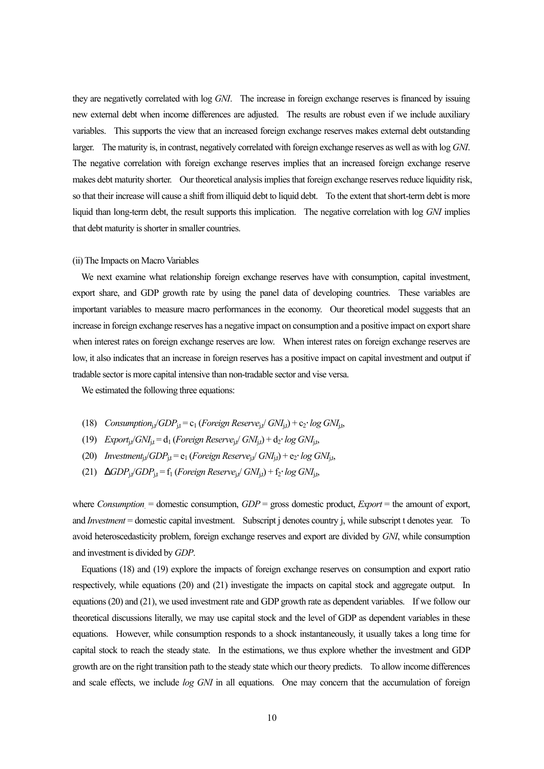they are negativetly correlated with log *GNI*. The increase in foreign exchange reserves is financed by issuing new external debt when income differences are adjusted. The results are robust even if we include auxiliary variables. This supports the view that an increased foreign exchange reserves makes external debt outstanding larger. The maturity is, in contrast, negatively correlated with foreign exchange reserves as well as with log *GNI*. The negative correlation with foreign exchange reserves implies that an increased foreign exchange reserve makes debt maturity shorter. Our theoretical analysis implies that foreign exchange reserves reduce liquidity risk, so that their increase will cause a shift from illiquid debt to liquid debt. To the extent that short-term debt is more liquid than long-term debt, the result supports this implication. The negative correlation with log *GNI* implies that debt maturity is shorter in smaller countries.

(ii) The Impacts on Macro Variables

We next examine what relationship foreign exchange reserves have with consumption, capital investment, export share, and GDP growth rate by using the panel data of developing countries. These variables are important variables to measure macro performances in the economy. Our theoretical model suggests that an increase in foreign exchange reserves has a negative impact on consumption and a positive impact on export share when interest rates on foreign exchange reserves are low. When interest rates on foreign exchange reserves are low, it also indicates that an increase in foreign reserves has a positive impact on capital investment and output if tradable sector is more capital intensive than non-tradable sector and vise versa.

We estimated the following three equations:

(18) $Consumption_{j,t}/GDP_{j,t} = c_1\,(Foreign\ Reserve_{j,t}/\ GNI_{j,t}) + c_2 \cdot log\ GNI_{j,t}$,

(19) $Export_{j,t}/GNI_{j,t} = d_1\,(Foreign\ Reserve_{j,t}/\ GNI_{j,t}) + d_2 \cdot log\ GNI_{j,t}$,

(20) $Investment_{j,t}/GDP_{j,t} = e_1\,(Foreign\ Reserve_{j,t}/\ GNI_{j,t}) + e_2 \cdot log\ GNI_{j,t}$,

(21) $\Delta GDP_{j,t}/GDP_{j,t} = f_1\,(Foreign\ Reserve_{j,t}/\ GNI_{j,t}) + f_2 \cdot log\ GNI_{j,t}$,

where *Consumption* = domestic consumption, *GDP* = gross domestic product, *Export* = the amount of export, and *Investment* = domestic capital investment. Subscript j denotes country j, while subscript t denotes year. To avoid heteroscedasticity problem, foreign exchange reserves and export are divided by *GNI*, while consumption and investment is divided by *GDP*.

Equations (18) and (19) explore the impacts of foreign exchange reserves on consumption and export ratio respectively, while equations (20) and (21) investigate the impacts on capital stock and aggregate output. In equations (20) and (21), we used investment rate and GDP growth rate as dependent variables. If we follow our theoretical discussions literally, we may use capital stock and the level of GDP as dependent variables in these equations. However, while consumption responds to a shock instantaneously, it usually takes a long time for capital stock to reach the steady state. In the estimations, we thus explore whether the investment and GDP growth are on the right transition path to the steady state which our theory predicts. To allow income differences and scale effects, we include *log GNI* in all equations. One may concern that the accumulation of foreign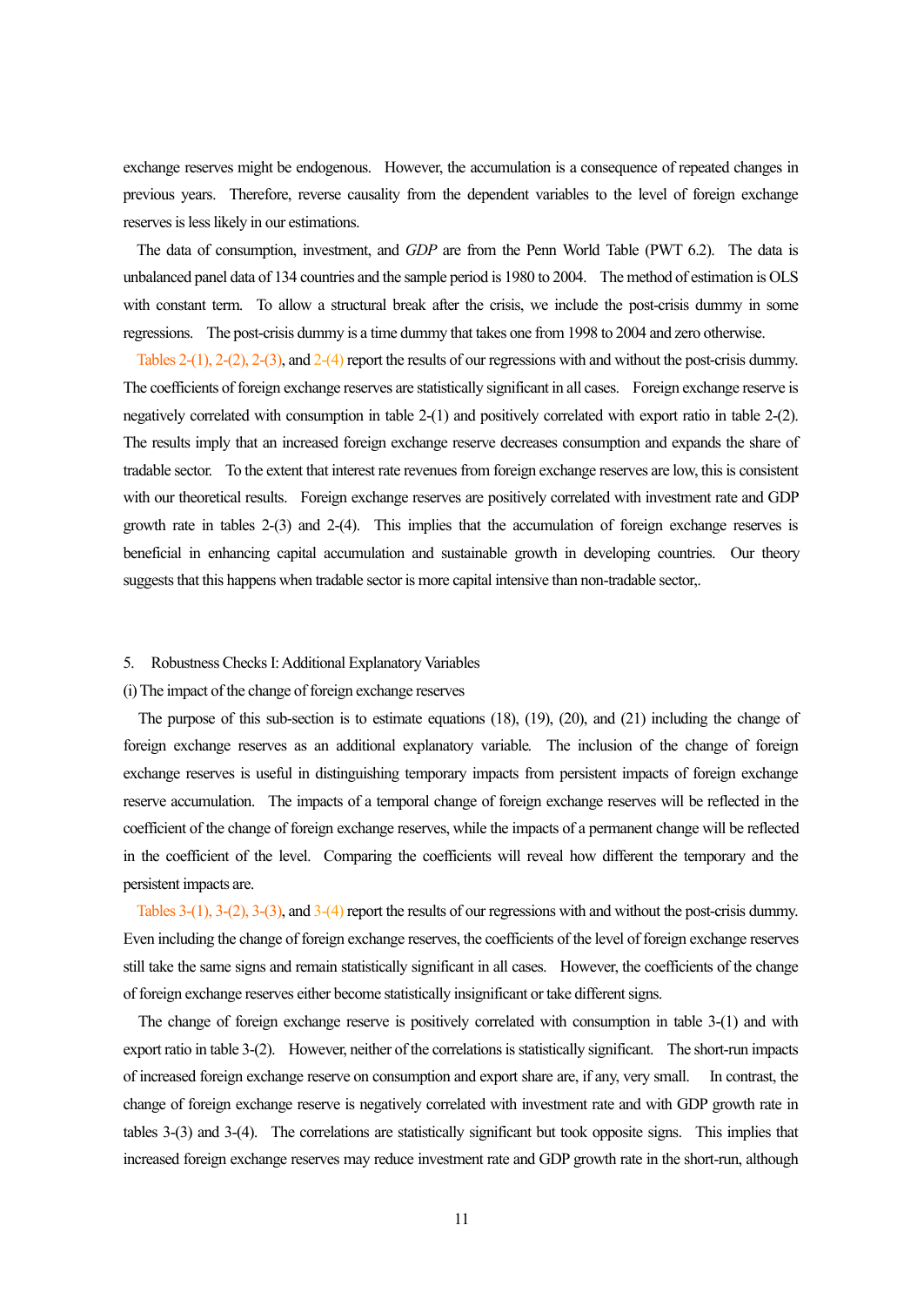exchange reserves might be endogenous. However, the accumulation is a consequence of repeated changes in previous years. Therefore, reverse causality from the dependent variables to the level of foreign exchange reserves is less likely in our estimations.

The data of consumption, investment, and *GDP* are from the Penn World Table (PWT 6.2). The data is unbalanced panel data of 134 countries and the sample period is 1980 to 2004. The method of estimation is OLS with constant term. To allow a structural break after the crisis, we include the post-crisis dummy in some regressions. The post-crisis dummy is a time dummy that takes one from 1998 to 2004 and zero otherwise.

Tables 2-(1), 2-(2), 2-(3), and 2-(4) report the results of our regressions with and without the post-crisis dummy. The coefficients of foreign exchange reserves are statistically significant in all cases. Foreign exchange reserve is negatively correlated with consumption in table 2-(1) and positively correlated with export ratio in table 2-(2). The results imply that an increased foreign exchange reserve decreases consumption and expands the share of tradable sector. To the extent that interest rate revenues from foreign exchange reserves are low, this is consistent with our theoretical results. Foreign exchange reserves are positively correlated with investment rate and GDP growth rate in tables 2-(3) and 2-(4). This implies that the accumulation of foreign exchange reserves is beneficial in enhancing capital accumulation and sustainable growth in developing countries. Our theory suggests that this happens when tradable sector is more capital intensive than non-tradable sector,.

## 5. Robustness Checks I: Additional Explanatory Variables

### (i) The impact of the change of foreign exchange reserves

The purpose of this sub-section is to estimate equations (18), (19), (20), and (21) including the change of foreign exchange reserves as an additional explanatory variable. The inclusion of the change of foreign exchange reserves is useful in distinguishing temporary impacts from persistent impacts of foreign exchange reserve accumulation. The impacts of a temporal change of foreign exchange reserves will be reflected in the coefficient of the change of foreign exchange reserves, while the impacts of a permanent change will be reflected in the coefficient of the level. Comparing the coefficients will reveal how different the temporary and the persistent impacts are.

Tables 3-(1), 3-(2), 3-(3), and 3-(4) report the results of our regressions with and without the post-crisis dummy. Even including the change of foreign exchange reserves, the coefficients of the level of foreign exchange reserves still take the same signs and remain statistically significant in all cases. However, the coefficients of the change of foreign exchange reserves either become statistically insignificant or take different signs.

The change of foreign exchange reserve is positively correlated with consumption in table 3-(1) and with export ratio in table 3-(2). However, neither of the correlations is statistically significant. The short-run impacts of increased foreign exchange reserve on consumption and export share are, if any, very small. In contrast, the change of foreign exchange reserve is negatively correlated with investment rate and with GDP growth rate in tables 3-(3) and 3-(4). The correlations are statistically significant but took opposite signs. This implies that increased foreign exchange reserves may reduce investment rate and GDP growth rate in the short-run, although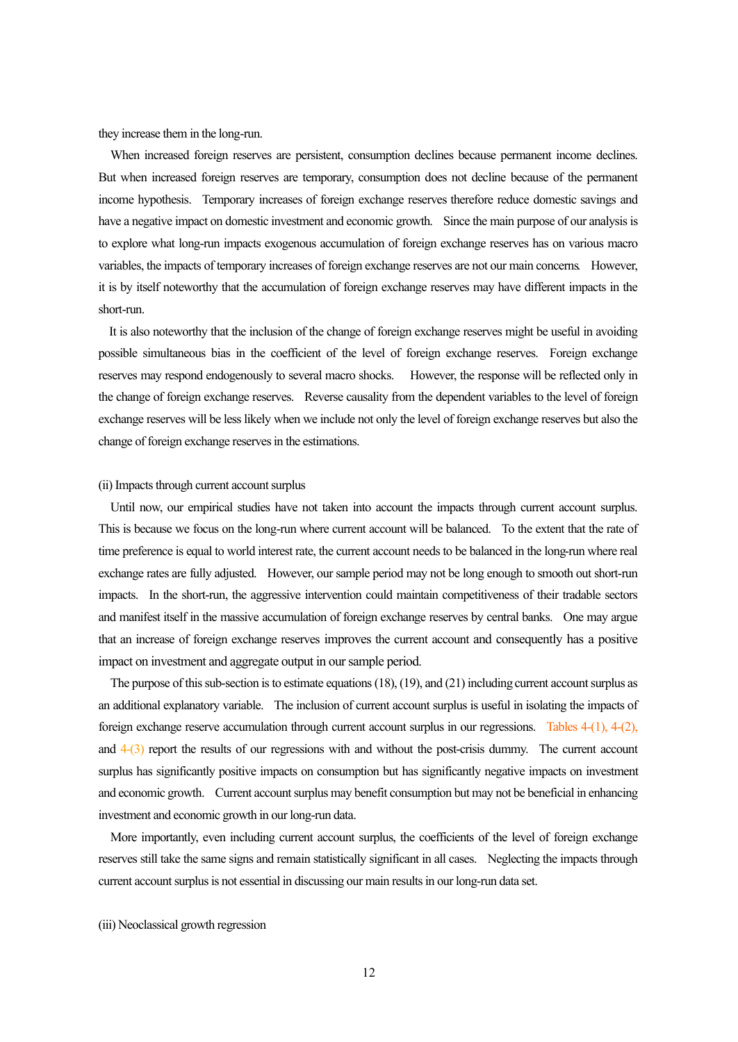they increase them in the long-run.

When increased foreign reserves are persistent, consumption declines because permanent income declines. But when increased foreign reserves are temporary, consumption does not decline because of the permanent income hypothesis. Temporary increases of foreign exchange reserves therefore reduce domestic savings and have a negative impact on domestic investment and economic growth. Since the main purpose of our analysis is to explore what long-run impacts exogenous accumulation of foreign exchange reserves has on various macro variables, the impacts of temporary increases of foreign exchange reserves are not our main concerns. However, it is by itself noteworthy that the accumulation of foreign exchange reserves may have different impacts in the short-run.

It is also noteworthy that the inclusion of the change of foreign exchange reserves might be useful in avoiding possible simultaneous bias in the coefficient of the level of foreign exchange reserves. Foreign exchange reserves may respond endogenously to several macro shocks. However, the response will be reflected only in the change of foreign exchange reserves. Reverse causality from the dependent variables to the level of foreign exchange reserves will be less likely when we include not only the level of foreign exchange reserves but also the change of foreign exchange reserves in the estimations.

(ii) Impacts through current account surplus

Until now, our empirical studies have not taken into account the impacts through current account surplus. This is because we focus on the long-run where current account will be balanced. To the extent that the rate of time preference is equal to world interest rate, the current account needs to be balanced in the long-run where real exchange rates are fully adjusted. However, our sample period may not be long enough to smooth out short-run impacts. In the short-run, the aggressive intervention could maintain competitiveness of their tradable sectors and manifest itself in the massive accumulation of foreign exchange reserves by central banks. One may argue that an increase of foreign exchange reserves improves the current account and consequently has a positive impact on investment and aggregate output in our sample period.

The purpose of this sub-section is to estimate equations (18), (19), and (21) including current account surplus as an additional explanatory variable. The inclusion of current account surplus is useful in isolating the impacts of foreign exchange reserve accumulation through current account surplus in our regressions. Tables 4-(1), 4-(2), and 4-(3) report the results of our regressions with and without the post-crisis dummy. The current account surplus has significantly positive impacts on consumption but has significantly negative impacts on investment and economic growth. Current account surplus may benefit consumption but may not be beneficial in enhancing investment and economic growth in our long-run data.

More importantly, even including current account surplus, the coefficients of the level of foreign exchange reserves still take the same signs and remain statistically significant in all cases. Neglecting the impacts through current account surplus is not essential in discussing our main results in our long-run data set.

(iii) Neoclassical growth regression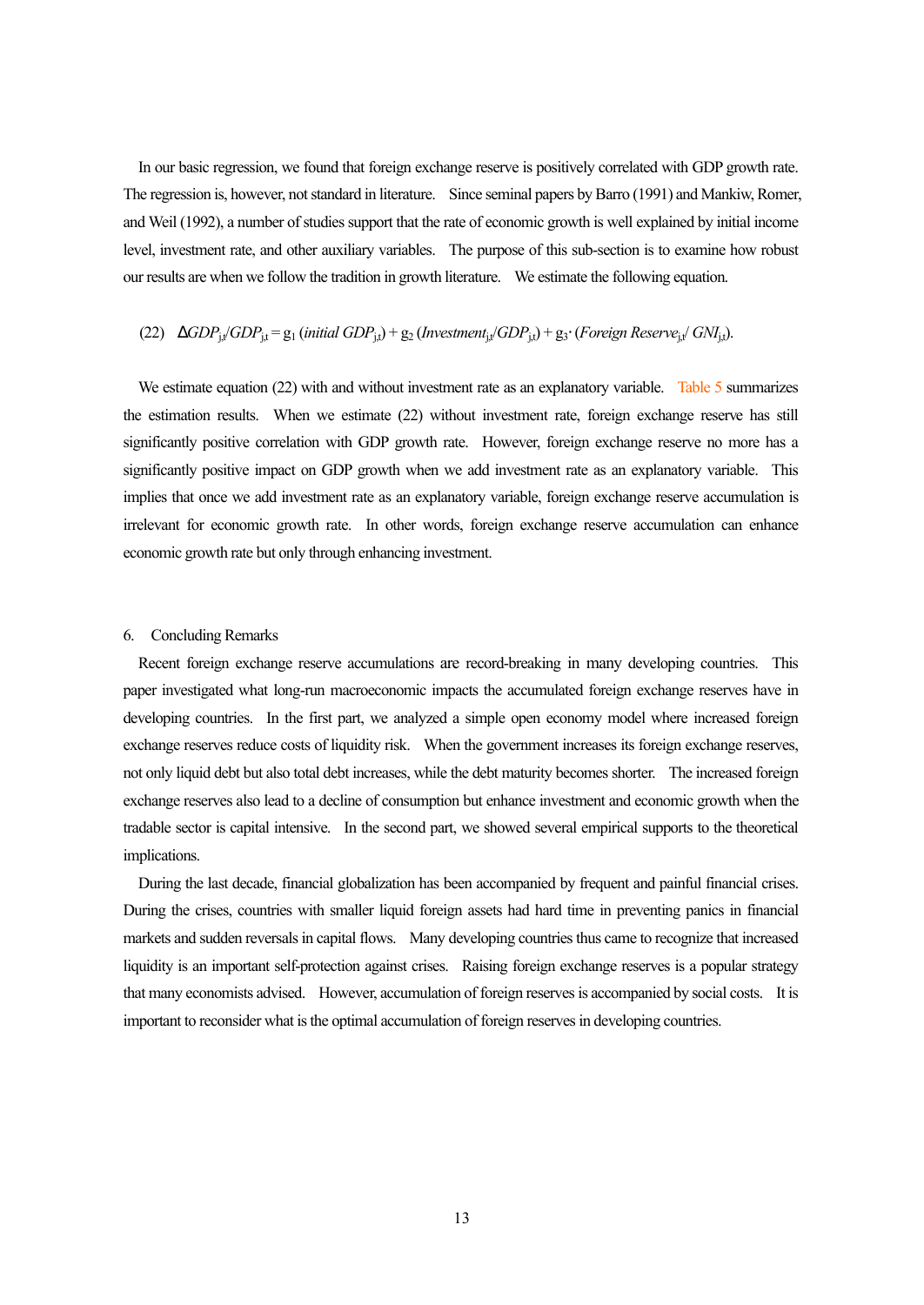In our basic regression, we found that foreign exchange reserve is positively correlated with GDP growth rate. The regression is, however, not standard in literature. Since seminal papers by Barro (1991) and Mankiw, Romer, and Weil (1992), a number of studies support that the rate of economic growth is well explained by initial income level, investment rate, and other auxiliary variables. The purpose of this sub-section is to examine how robust our results are when we follow the tradition in growth literature. We estimate the following equation.

$$(22) \quad \Delta GDP_{j,t}/GDP_{j,t} = g_1\,(\textit{initial } GDP_{j,t}) + g_2\,(\textit{Investment}_{j,t}/GDP_{j,t}) + g_3\cdot(\textit{Foreign Reserve}_{j,t}/\ GNI_{j,t}).$$

We estimate equation (22) with and without investment rate as an explanatory variable. Table 5 summarizes the estimation results. When we estimate (22) without investment rate, foreign exchange reserve has still significantly positive correlation with GDP growth rate. However, foreign exchange reserve no more has a significantly positive impact on GDP growth when we add investment rate as an explanatory variable. This implies that once we add investment rate as an explanatory variable, foreign exchange reserve accumulation is irrelevant for economic growth rate. In other words, foreign exchange reserve accumulation can enhance economic growth rate but only through enhancing investment.

## 6. Concluding Remarks

Recent foreign exchange reserve accumulations are record-breaking in many developing countries. This paper investigated what long-run macroeconomic impacts the accumulated foreign exchange reserves have in developing countries. In the first part, we analyzed a simple open economy model where increased foreign exchange reserves reduce costs of liquidity risk. When the government increases its foreign exchange reserves, not only liquid debt but also total debt increases, while the debt maturity becomes shorter. The increased foreign exchange reserves also lead to a decline of consumption but enhance investment and economic growth when the tradable sector is capital intensive. In the second part, we showed several empirical supports to the theoretical implications.

During the last decade, financial globalization has been accompanied by frequent and painful financial crises. During the crises, countries with smaller liquid foreign assets had hard time in preventing panics in financial markets and sudden reversals in capital flows. Many developing countries thus came to recognize that increased liquidity is an important self-protection against crises. Raising foreign exchange reserves is a popular strategy that many economists advised. However, accumulation of foreign reserves is accompanied by social costs. It is important to reconsider what is the optimal accumulation of foreign reserves in developing countries.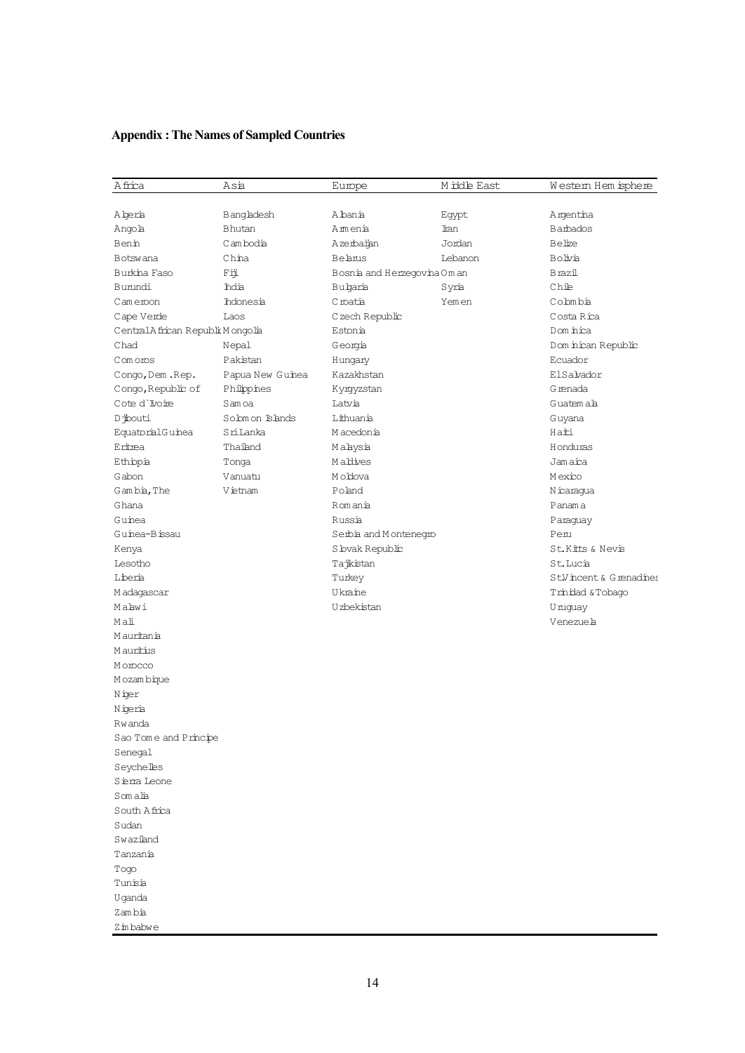**Appendix : The Names of Sampled Countries**

| Africa | Asia | Europe | Middle East | Western Hemisphere |
|---|---|---|---|---|
| Algeria | Bangladesh | Albania | Egypt | Argentina |
| Angola | Bhutan | Armenia | Iran | Barbados |
| Benin | Cambodia | Azerbaijan | Jordan | Belize |
| Botswana | China | Belarus | Lebanon | Bolivia |
| Burkina Faso | Fiji | Bosnia and Herzegovina | Oman | Brazil |
| Burundi | India | Bulgaria | Syria | Chile |
| Cameroon | Indonesia | Croatia | Yemen | Colombia |
| Cape Verde | Laos | Czech Republic | | Costa Rica |
| Central African Republic | Mongolia | Estonia | | Dominica |
| Chad | Nepal | Georgia | | Dominican Republic |
| Comoros | Pakistan | Hungary | | Ecuador |
| Congo, Dem. Rep. | Papua New Guinea | Kazakhstan | | El Salvador |
| Congo, Republic of | Philippines | Kyrgyzstan | | Grenada |
| Cote d`Ivoire | Samoa | Latvia | | Guatemala |
| Djibouti | Solomon Islands | Lithuania | | Guyana |
| Equatorial Guinea | Sri Lanka | Macedonia | | Haiti |
| Eritrea | Thailand | Malaysia | | Honduras |
| Ethiopia | Tonga | Maldives | | Jamaica |
| Gabon | Vanuatu | Moldova | | Mexico |
| Gambia, The | Vietnam | Poland | | Nicaragua |
| Ghana | | Romania | | Panama |
| Guinea | | Russia | | Paraguay |
| Guinea-Bissau | | Serbia and Montenegro | | Peru |
| Kenya | | Slovak Republic | | St. Kitts & Nevis |
| Lesotho | | Tajikistan | | St. Lucia |
| Liberia | | Turkey | | St. Vincent & Grenadines |
| Madagascar | | Ukraine | | Trinidad & Tobago |
| Malawi | | Uzbekistan | | Uruguay |
| Mali | | | | Venezuela |
| Mauritania | | | | |
| Mauritius | | | | |
| Morocco | | | | |
| Mozambique | | | | |
| Niger | | | | |
| Nigeria | | | | |
| Rwanda | | | | |
| Sao Tome and Principe | | | | |
| Senegal | | | | |
| Seychelles | | | | |
| Sierra Leone | | | | |
| Somalia | | | | |
| South Africa | | | | |
| Sudan | | | | |
| Swaziland | | | | |
| Tanzania | | | | |
| Togo | | | | |
| Tunisia | | | | |
| Uganda | | | | |
| Zambia | | | | |
| Zimbabwe | | | | |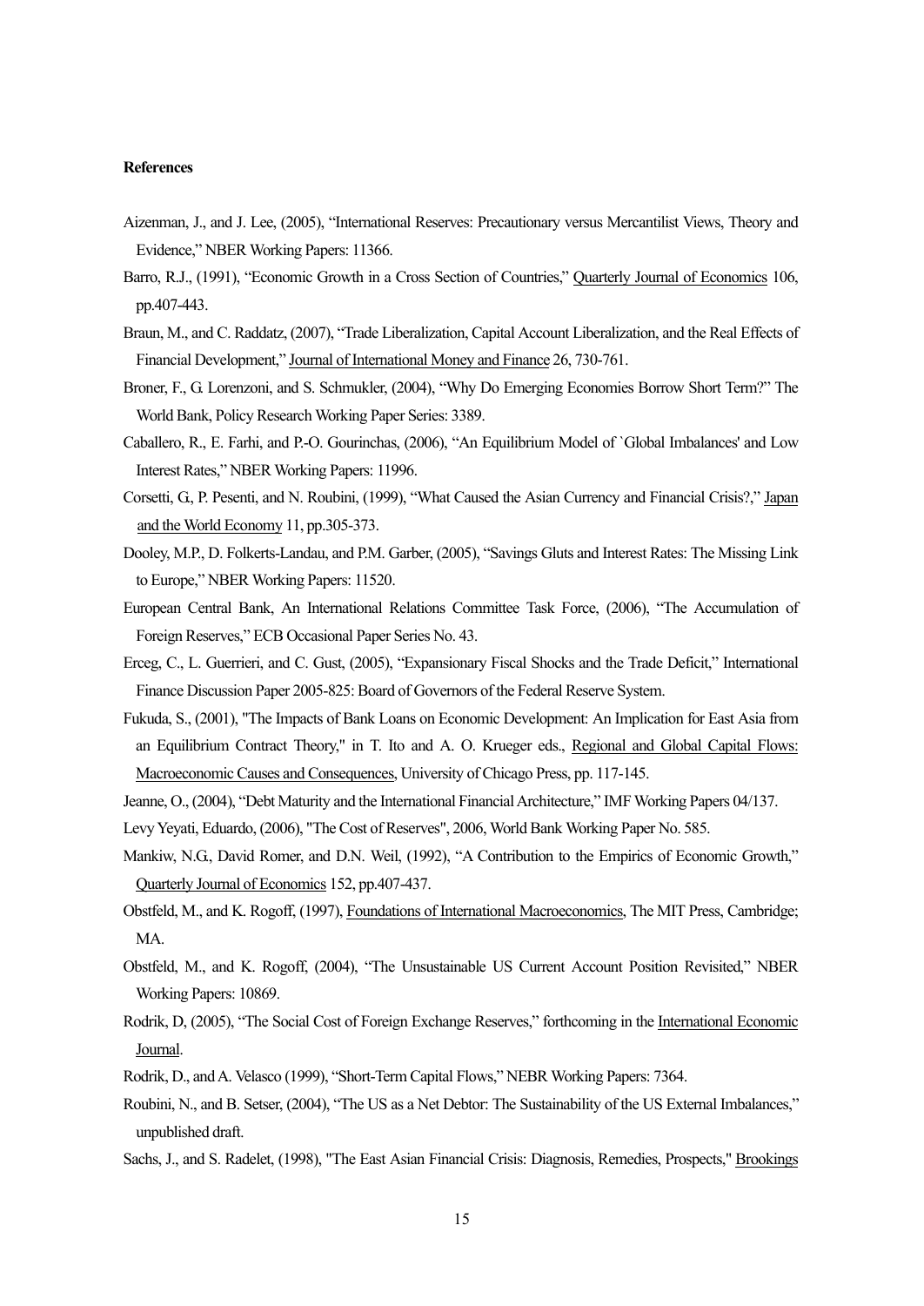**References**

Aizenman, J., and J. Lee, (2005), "International Reserves: Precautionary versus Mercantilist Views, Theory and Evidence," NBER Working Papers: 11366.

Barro, R.J., (1991), "Economic Growth in a Cross Section of Countries," Quarterly Journal of Economics 106, pp.407-443.

Braun, M., and C. Raddatz, (2007), "Trade Liberalization, Capital Account Liberalization, and the Real Effects of Financial Development," Journal of International Money and Finance 26, 730-761.

Broner, F., G. Lorenzoni, and S. Schmukler, (2004), "Why Do Emerging Economies Borrow Short Term?" The World Bank, Policy Research Working Paper Series: 3389.

Caballero, R., E. Farhi, and P.-O. Gourinchas, (2006), "An Equilibrium Model of `Global Imbalances' and Low Interest Rates," NBER Working Papers: 11996.

Corsetti, G., P. Pesenti, and N. Roubini, (1999), "What Caused the Asian Currency and Financial Crisis?," Japan and the World Economy 11, pp.305-373.

Dooley, M.P., D. Folkerts-Landau, and P.M. Garber, (2005), "Savings Gluts and Interest Rates: The Missing Link to Europe," NBER Working Papers: 11520.

European Central Bank, An International Relations Committee Task Force, (2006), "The Accumulation of Foreign Reserves," ECB Occasional Paper Series No. 43.

Erceg, C., L. Guerrieri, and C. Gust, (2005), "Expansionary Fiscal Shocks and the Trade Deficit," International Finance Discussion Paper 2005-825: Board of Governors of the Federal Reserve System.

Fukuda, S., (2001), "The Impacts of Bank Loans on Economic Development: An Implication for East Asia from an Equilibrium Contract Theory," in T. Ito and A. O. Krueger eds., Regional and Global Capital Flows: Macroeconomic Causes and Consequences, University of Chicago Press, pp. 117-145.

Jeanne, O., (2004), "Debt Maturity and the International Financial Architecture," IMF Working Papers 04/137.

Levy Yeyati, Eduardo, (2006), "The Cost of Reserves", 2006, World Bank Working Paper No. 585.

Mankiw, N.G., David Romer, and D.N. Weil, (1992), "A Contribution to the Empirics of Economic Growth," Quarterly Journal of Economics 152, pp.407-437.

Obstfeld, M., and K. Rogoff, (1997), Foundations of International Macroeconomics, The MIT Press, Cambridge; MA.

Obstfeld, M., and K. Rogoff, (2004), "The Unsustainable US Current Account Position Revisited," NBER Working Papers: 10869.

Rodrik, D, (2005), "The Social Cost of Foreign Exchange Reserves," forthcoming in the International Economic Journal.

Rodrik, D., and A. Velasco (1999), "Short-Term Capital Flows," NEBR Working Papers: 7364.

Roubini, N., and B. Setser, (2004), "The US as a Net Debtor: The Sustainability of the US External Imbalances," unpublished draft.

Sachs, J., and S. Radelet, (1998), "The East Asian Financial Crisis: Diagnosis, Remedies, Prospects," Brookings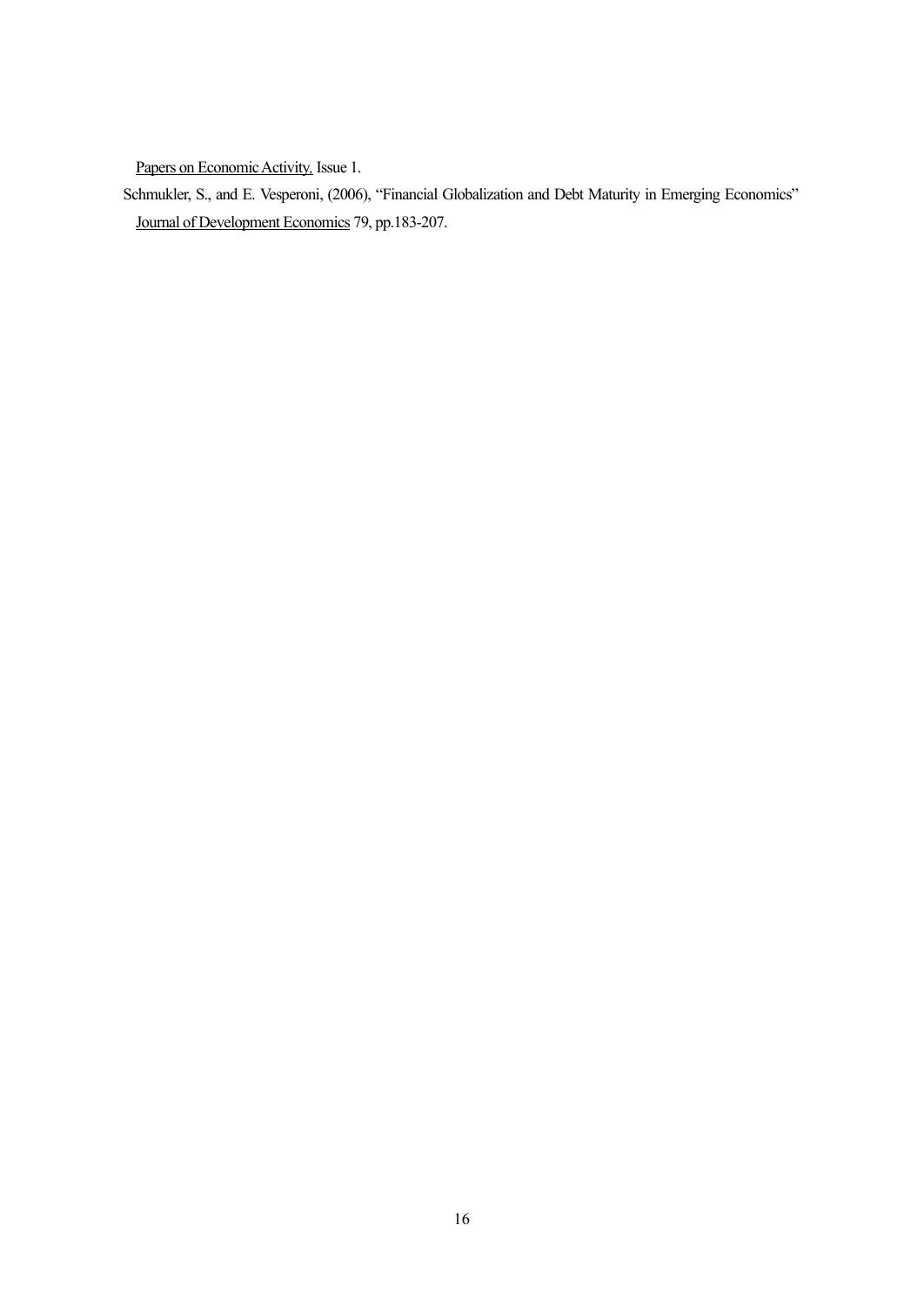Papers on Economic Activity, Issue 1.

Schmukler, S., and E. Vesperoni, (2006), "Financial Globalization and Debt Maturity in Emerging Economics" Journal of Development Economics 79, pp.183-207.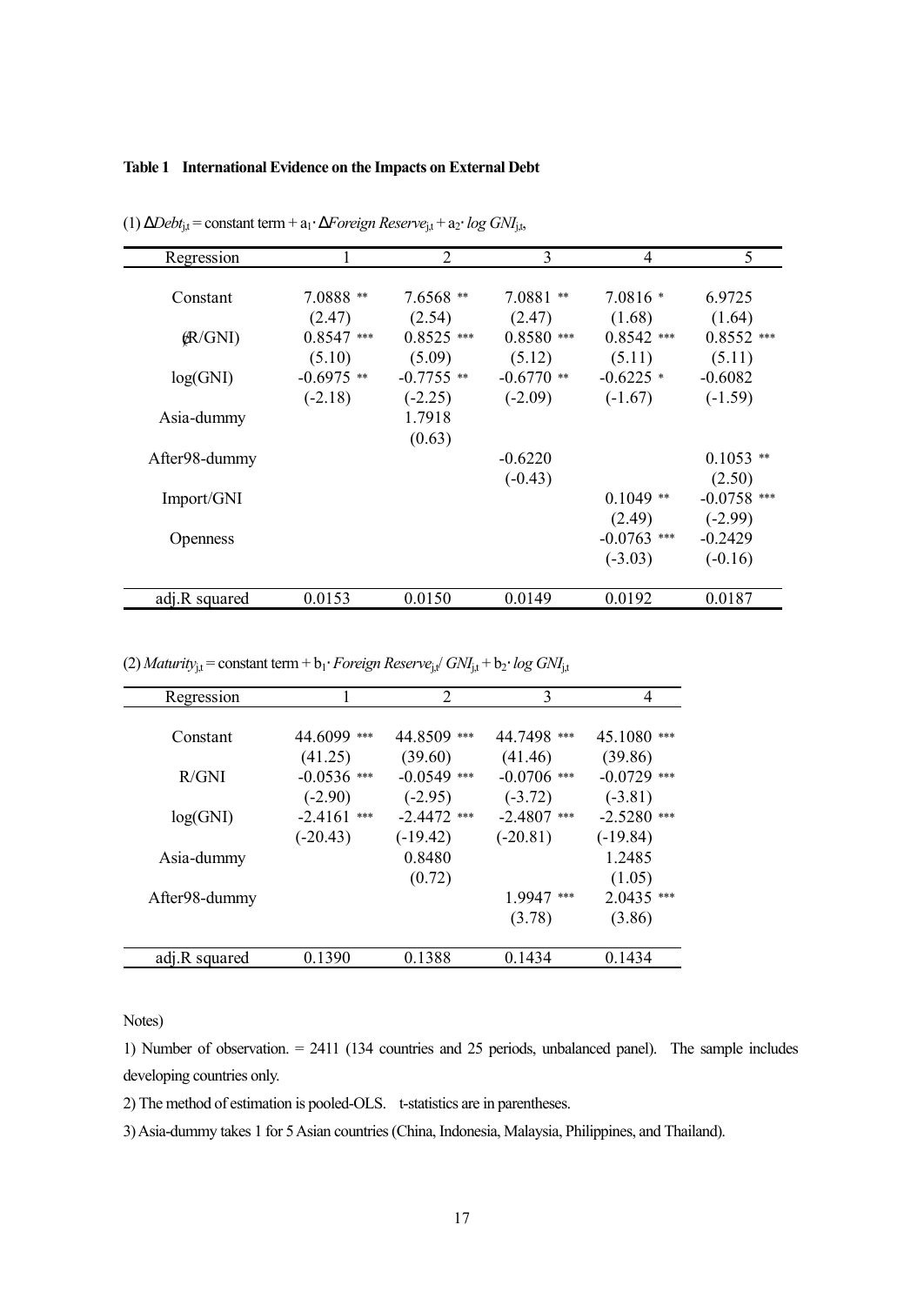**Table 1 International Evidence on the Impacts on External Debt**

(1) $\Delta Debt_{j,t}$ = constant term + $a_1 \cdot \Delta Foreign\ Reserve_{j,t}$ + $a_2 \cdot log\ GNI_{j,t}$,

| Regression | 1 | 2 | 3 | 4 | 5 |
|---|---|---|---|---|---|
| Constant | 7.0888 ** | 7.6568 ** | 7.0881 ** | 7.0816 * | 6.9725 |
| | (2.47) | (2.54) | (2.47) | (1.68) | (1.64) |
| $\Delta$(R/GNI) | 0.8547 *** | 0.8525 *** | 0.8580 *** | 0.8542 *** | 0.8552 *** |
| | (5.10) | (5.09) | (5.12) | (5.11) | (5.11) |
| log(GNI) | -0.6975 ** | -0.7755 ** | -0.6770 ** | -0.6225 * | -0.6082 |
| | (-2.18) | (-2.25) | (-2.09) | (-1.67) | (-1.59) |
| Asia-dummy | | 1.7918 | | | |
| | | (0.63) | | | |
| After98-dummy | | | -0.6220 | | 0.1053 ** |
| | | | (-0.43) | | (2.50) |
| Import/GNI | | | | 0.1049 ** | -0.0758 *** |
| | | | | (2.49) | (-2.99) |
| Openness | | | | -0.0763 *** | -0.2429 |
| | | | | (-3.03) | (-0.16) |
| adj.R squared | 0.0153 | 0.0150 | 0.0149 | 0.0192 | 0.0187 |

(2) $Maturity_{j,t}$ = constant term + $b_1 \cdot Foreign\ Reserve_{j,t} / GNI_{j,t}$ + $b_2 \cdot log\ GNI_{j,t}$

| Regression | 1 | 2 | 3 | 4 |
|---|---|---|---|---|
| Constant | 44.6099 *** | 44.8509 *** | 44.7498 *** | 45.1080 *** |
| | (41.25) | (39.60) | (41.46) | (39.86) |
| R/GNI | -0.0536 *** | -0.0549 *** | -0.0706 *** | -0.0729 *** |
| | (-2.90) | (-2.95) | (-3.72) | (-3.81) |
| log(GNI) | -2.4161 *** | -2.4472 *** | -2.4807 *** | -2.5280 *** |
| | (-20.43) | (-19.42) | (-20.81) | (-19.84) |
| Asia-dummy | | 0.8480 | | 1.2485 |
| | | (0.72) | | (1.05) |
| After98-dummy | | | 1.9947 *** | 2.0435 *** |
| | | | (3.78) | (3.86) |
| adj.R squared | 0.1390 | 0.1388 | 0.1434 | 0.1434 |

Notes)

1) Number of observation. = 2411 (134 countries and 25 periods, unbalanced panel). The sample includes developing countries only.

2) The method of estimation is pooled-OLS. t-statistics are in parentheses.

3) Asia-dummy takes 1 for 5 Asian countries (China, Indonesia, Malaysia, Philippines, and Thailand).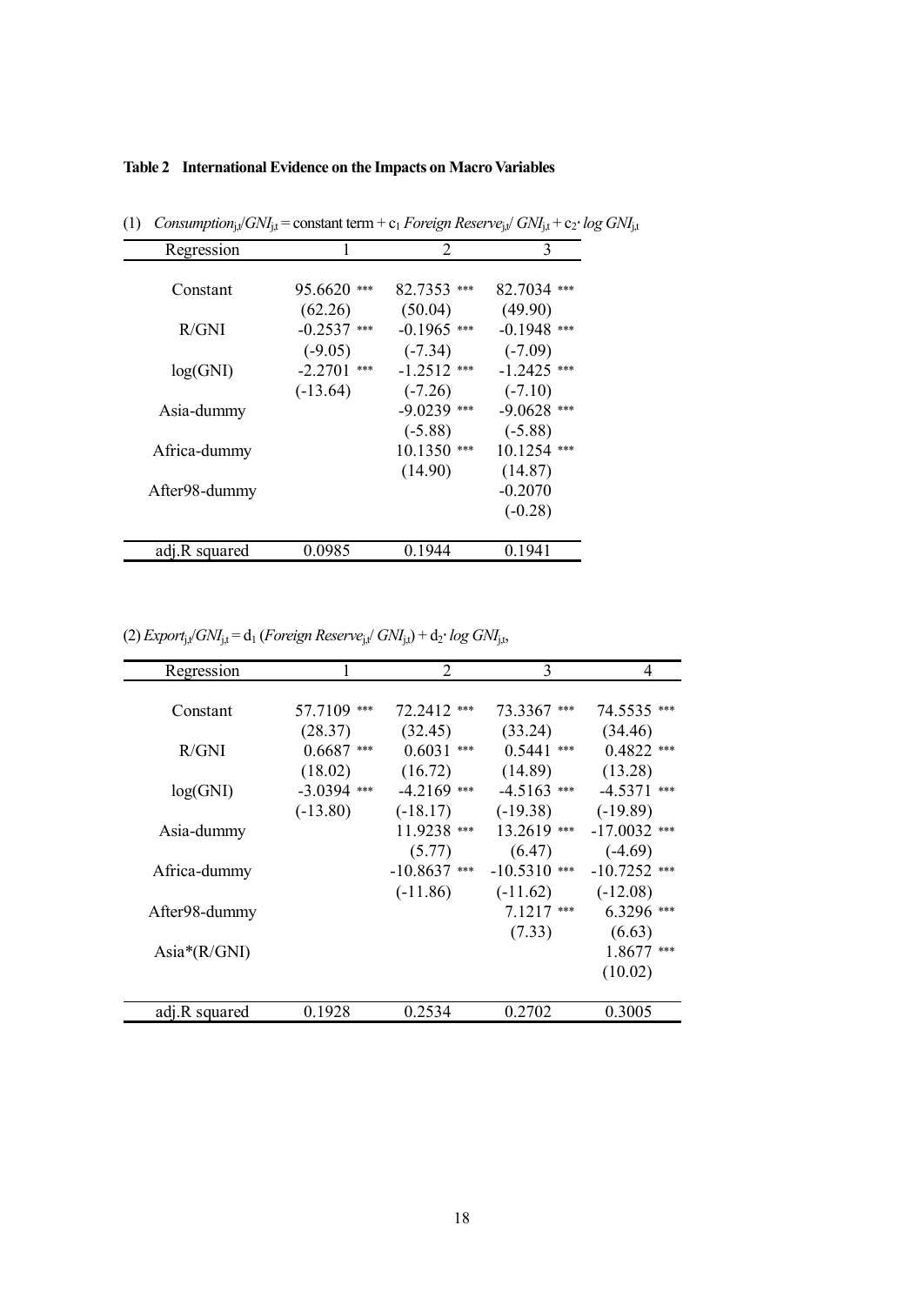**Table 2 International Evidence on the Impacts on Macro Variables**

(1) $Consumption_{j,t}/GNI_{j,t}$ = constant term + $c_1$ $Foreign\ Reserve_{j,t}/\ GNI_{j,t}$ + $c_2 \cdot log\ GNI_{j,t}$

| Regression | 1 | 2 | 3 |
|---|---|---|---|
| Constant | 95.6620 *** | 82.7353 *** | 82.7034 *** |
| | (62.26) | (50.04) | (49.90) |
| R/GNI | -0.2537 *** | -0.1965 *** | -0.1948 *** |
| | (-9.05) | (-7.34) | (-7.09) |
| log(GNI) | -2.2701 *** | -1.2512 *** | -1.2425 *** |
| | (-13.64) | (-7.26) | (-7.10) |
| Asia-dummy | | -9.0239 *** | -9.0628 *** |
| | | (-5.88) | (-5.88) |
| Africa-dummy | | 10.1350 *** | 10.1254 *** |
| | | (14.90) | (14.87) |
| After98-dummy | | | -0.2070 |
| | | | (-0.28) |
| adj.R squared | 0.0985 | 0.1944 | 0.1941 |

(2) $Export_{j,t}/GNI_{j,t} = d_1\ (Foreign\ Reserve_{j,t}/\ GNI_{j,t}) + d_2 \cdot log\ GNI_{j,t}$,

| Regression | 1 | 2 | 3 | 4 |
|---|---|---|---|---|
| Constant | 57.7109 *** | 72.2412 *** | 73.3367 *** | 74.5535 *** |
| | (28.37) | (32.45) | (33.24) | (34.46) |
| R/GNI | 0.6687 *** | 0.6031 *** | 0.5441 *** | 0.4822 *** |
| | (18.02) | (16.72) | (14.89) | (13.28) |
| log(GNI) | -3.0394 *** | -4.2169 *** | -4.5163 *** | -4.5371 *** |
| | (-13.80) | (-18.17) | (-19.38) | (-19.89) |
| Asia-dummy | | 11.9238 *** | 13.2619 *** | -17.0032 *** |
| | | (5.77) | (6.47) | (-4.69) |
| Africa-dummy | | -10.8637 *** | -10.5310 *** | -10.7252 *** |
| | | (-11.86) | (-11.62) | (-12.08) |
| After98-dummy | | | 7.1217 *** | 6.3296 *** |
| | | | (7.33) | (6.63) |
| Asia*(R/GNI) | | | | 1.8677 *** |
| | | | | (10.02) |
| adj.R squared | 0.1928 | 0.2534 | 0.2702 | 0.3005 |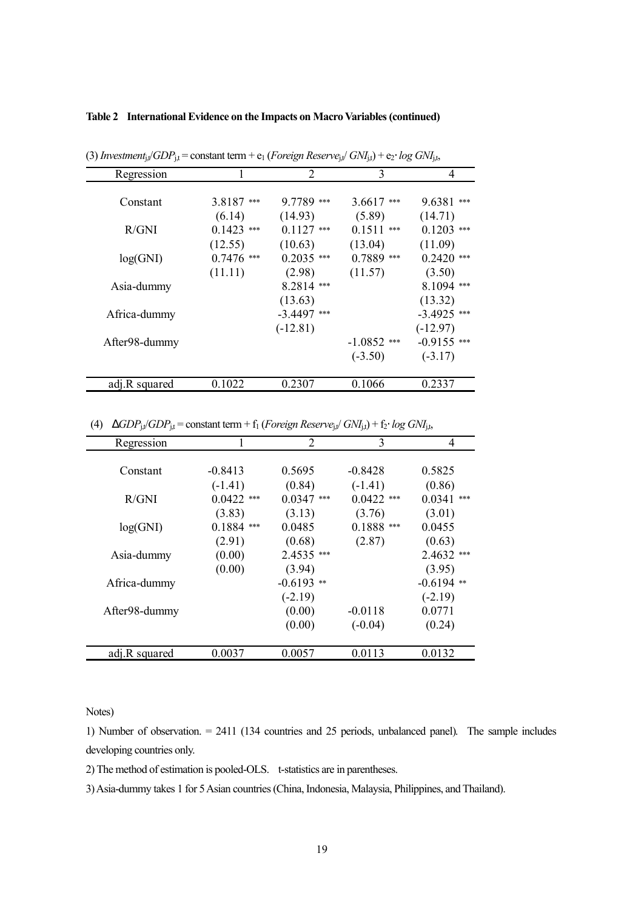**Table 2　International Evidence on the Impacts on Macro Variables (continued)**

(3) $Investment_{j,t}/GDP_{j,t}$ = constant term + $e_1$ ($Foreign\ Reserve_{j,t}/\ GNI_{j,t}$) + $e_2 \cdot log\ GNI_{j,t}$,

| Regression | 1 | 2 | 3 | 4 |
|---|---|---|---|---|
| Constant | 3.8187 *** | 9.7789 *** | 3.6617 *** | 9.6381 *** |
| | (6.14) | (14.93) | (5.89) | (14.71) |
| R/GNI | 0.1423 *** | 0.1127 *** | 0.1511 *** | 0.1203 *** |
| | (12.55) | (10.63) | (13.04) | (11.09) |
| log(GNI) | 0.7476 *** | 0.2035 *** | 0.7889 *** | 0.2420 *** |
| | (11.11) | (2.98) | (11.57) | (3.50) |
| Asia-dummy | | 8.2814 *** | | 8.1094 *** |
| | | (13.63) | | (13.32) |
| Africa-dummy | | -3.4497 *** | | -3.4925 *** |
| | | (-12.81) | | (-12.97) |
| After98-dummy | | | -1.0852 *** | -0.9155 *** |
| | | | (-3.50) | (-3.17) |
| adj.R squared | 0.1022 | 0.2307 | 0.1066 | 0.2337 |

(4)　$\Delta GDP_{j,t}/GDP_{j,t}$ = constant term + $f_1$ ($Foreign\ Reserve_{j,t}/\ GNI_{j,t}$) + $f_2 \cdot log\ GNI_{j,t}$,

| Regression | 1 | 2 | 3 | 4 |
|---|---|---|---|---|
| Constant | -0.8413 | 0.5695 | -0.8428 | 0.5825 |
| | (-1.41) | (0.84) | (-1.41) | (0.86) |
| R/GNI | 0.0422 *** | 0.0347 *** | 0.0422 *** | 0.0341 *** |
| | (3.83) | (3.13) | (3.76) | (3.01) |
| log(GNI) | 0.1884 *** | 0.0485 | 0.1888 *** | 0.0455 |
| | (2.91) | (0.68) | (2.87) | (0.63) |
| Asia-dummy | (0.00) | 2.4535 *** | | 2.4632 *** |
| | (0.00) | (3.94) | | (3.95) |
| Africa-dummy | | -0.6193 ** | | -0.6194 ** |
| | | (-2.19) | | (-2.19) |
| After98-dummy | | (0.00) | -0.0118 | 0.0771 |
| | | (0.00) | (-0.04) | (0.24) |
| adj.R squared | 0.0037 | 0.0057 | 0.0113 | 0.0132 |

Notes)

1) Number of observation. = 2411 (134 countries and 25 periods, unbalanced panel). The sample includes developing countries only.

2) The method of estimation is pooled-OLS. t-statistics are in parentheses.

3) Asia-dummy takes 1 for 5 Asian countries (China, Indonesia, Malaysia, Philippines, and Thailand).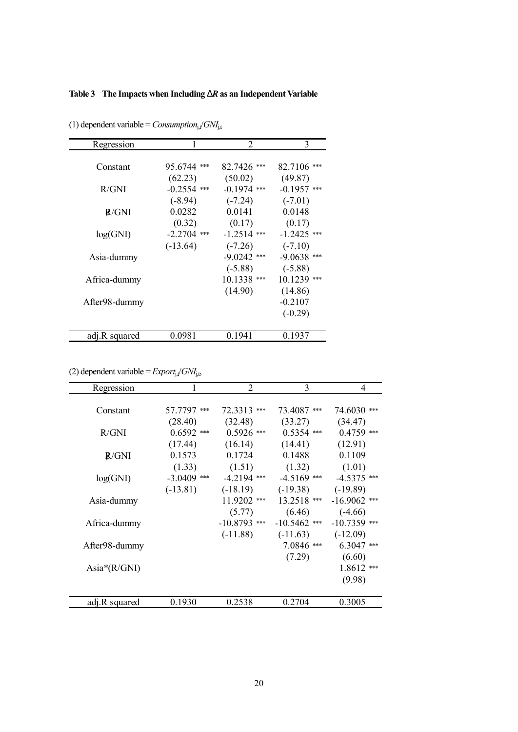**Table 3 The Impacts when Including $\Delta R$ as an Independent Variable**

(1) dependent variable = $Consumption_{j,t}/GNI_{j,t}$

| Regression | 1 | 2 | 3 |
|---|---|---|---|
| Constant | 95.6744 *** | 82.7426 *** | 82.7106 *** |
| | (62.23) | (50.02) | (49.87) |
| R/GNI | -0.2554 *** | -0.1974 *** | -0.1957 *** |
| | (-8.94) | (-7.24) | (-7.01) |
| $\Delta R$/GNI | 0.0282 | 0.0141 | 0.0148 |
| | (0.32) | (0.17) | (0.17) |
| log(GNI) | -2.2704 *** | -1.2514 *** | -1.2425 *** |
| | (-13.64) | (-7.26) | (-7.10) |
| Asia-dummy | | -9.0242 *** | -9.0638 *** |
| | | (-5.88) | (-5.88) |
| Africa-dummy | | 10.1338 *** | 10.1239 *** |
| | | (14.90) | (14.86) |
| After98-dummy | | | -0.2107 |
| | | | (-0.29) |
| adj.R squared | 0.0981 | 0.1941 | 0.1937 |

(2) dependent variable = $Export_{j,t}/GNI_{j,t}$,

| Regression | 1 | 2 | 3 | 4 |
|---|---|---|---|---|
| Constant | 57.7797 *** | 72.3313 *** | 73.4087 *** | 74.6030 *** |
| | (28.40) | (32.48) | (33.27) | (34.47) |
| R/GNI | 0.6592 *** | 0.5926 *** | 0.5354 *** | 0.4759 *** |
| | (17.44) | (16.14) | (14.41) | (12.91) |
| $\Delta R$/GNI | 0.1573 | 0.1724 | 0.1488 | 0.1109 |
| | (1.33) | (1.51) | (1.32) | (1.01) |
| log(GNI) | -3.0409 *** | -4.2194 *** | -4.5169 *** | -4.5375 *** |
| | (-13.81) | (-18.19) | (-19.38) | (-19.89) |
| Asia-dummy | | 11.9202 *** | 13.2518 *** | -16.9062 *** |
| | | (5.77) | (6.46) | (-4.66) |
| Africa-dummy | | -10.8793 *** | -10.5462 *** | -10.7359 *** |
| | | (-11.88) | (-11.63) | (-12.09) |
| After98-dummy | | | 7.0846 *** | 6.3047 *** |
| | | | (7.29) | (6.60) |
| Asia*(R/GNI) | | | | 1.8612 *** |
| | | | | (9.98) |
| adj.R squared | 0.1930 | 0.2538 | 0.2704 | 0.3005 |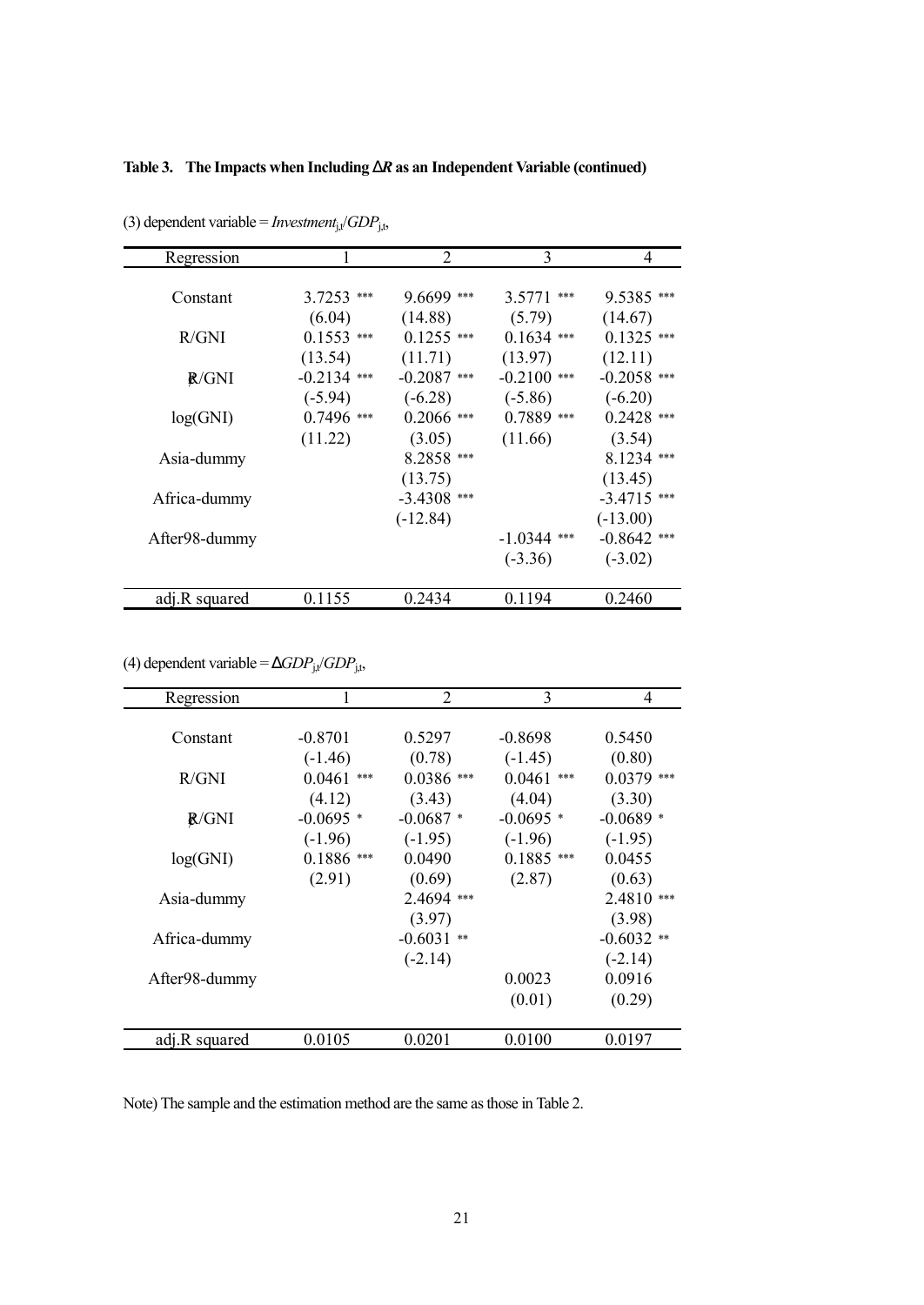**Table 3. The Impacts when Including $\Delta R$ as an Independent Variable (continued)**

(3) dependent variable = $Investment_{j,t}/GDP_{j,t}$,

| Regression | 1 | 2 | 3 | 4 |
|---|---|---|---|---|
| Constant | 3.7253 *** | 9.6699 *** | 3.5771 *** | 9.5385 *** |
| | (6.04) | (14.88) | (5.79) | (14.67) |
| R/GNI | 0.1553 *** | 0.1255 *** | 0.1634 *** | 0.1325 *** |
| | (13.54) | (11.71) | (13.97) | (12.11) |
| $\Delta R$/GNI | -0.2134 *** | -0.2087 *** | -0.2100 *** | -0.2058 *** |
| | (-5.94) | (-6.28) | (-5.86) | (-6.20) |
| log(GNI) | 0.7496 *** | 0.2066 *** | 0.7889 *** | 0.2428 *** |
| | (11.22) | (3.05) | (11.66) | (3.54) |
| Asia-dummy | | 8.2858 *** | | 8.1234 *** |
| | | (13.75) | | (13.45) |
| Africa-dummy | | -3.4308 *** | | -3.4715 *** |
| | | (-12.84) | | (-13.00) |
| After98-dummy | | | -1.0344 *** | -0.8642 *** |
| | | | (-3.36) | (-3.02) |
| adj.R squared | 0.1155 | 0.2434 | 0.1194 | 0.2460 |

(4) dependent variable = $\Delta GDP_{j,t}/GDP_{j,t}$,

| Regression | 1 | 2 | 3 | 4 |
|---|---|---|---|---|
| Constant | -0.8701 | 0.5297 | -0.8698 | 0.5450 |
| | (-1.46) | (0.78) | (-1.45) | (0.80) |
| R/GNI | 0.0461 *** | 0.0386 *** | 0.0461 *** | 0.0379 *** |
| | (4.12) | (3.43) | (4.04) | (3.30) |
| $\Delta R$/GNI | -0.0695 * | -0.0687 * | -0.0695 * | -0.0689 * |
| | (-1.96) | (-1.95) | (-1.96) | (-1.95) |
| log(GNI) | 0.1886 *** | 0.0490 | 0.1885 *** | 0.0455 |
| | (2.91) | (0.69) | (2.87) | (0.63) |
| Asia-dummy | | 2.4694 *** | | 2.4810 *** |
| | | (3.97) | | (3.98) |
| Africa-dummy | | -0.6031 ** | | -0.6032 ** |
| | | (-2.14) | | (-2.14) |
| After98-dummy | | | 0.0023 | 0.0916 |
| | | | (0.01) | (0.29) |
| adj.R squared | 0.0105 | 0.0201 | 0.0100 | 0.0197 |

Note) The sample and the estimation method are the same as those in Table 2.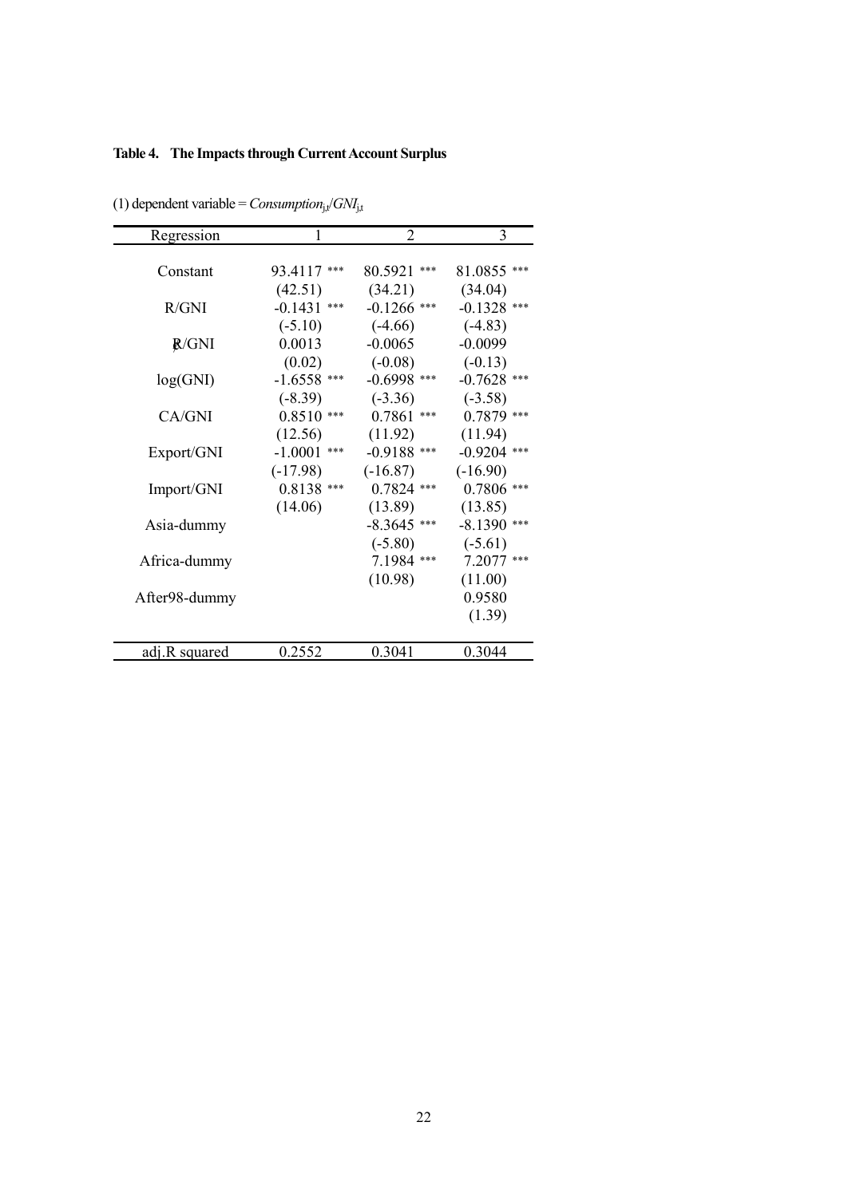**Table 4. The Impacts through Current Account Surplus**

(1) dependent variable = $Consumption_{j,t}/GNI_{j,t}$

| Regression | 1 | 2 | 3 |
|---|---|---|---|
| Constant | 93.4117 *** | 80.5921 *** | 81.0855 *** |
| | (42.51) | (34.21) | (34.04) |
| R/GNI | -0.1431 *** | -0.1266 *** | -0.1328 *** |
| | (-5.10) | (-4.66) | (-4.83) |
| $\hat{R}$/GNI | 0.0013 | -0.0065 | -0.0099 |
| | (0.02) | (-0.08) | (-0.13) |
| log(GNI) | -1.6558 *** | -0.6998 *** | -0.7628 *** |
| | (-8.39) | (-3.36) | (-3.58) |
| CA/GNI | 0.8510 *** | 0.7861 *** | 0.7879 *** |
| | (12.56) | (11.92) | (11.94) |
| Export/GNI | -1.0001 *** | -0.9188 *** | -0.9204 *** |
| | (-17.98) | (-16.87) | (-16.90) |
| Import/GNI | 0.8138 *** | 0.7824 *** | 0.7806 *** |
| | (14.06) | (13.89) | (13.85) |
| Asia-dummy | | -8.3645 *** | -8.1390 *** |
| | | (-5.80) | (-5.61) |
| Africa-dummy | | 7.1984 *** | 7.2077 *** |
| | | (10.98) | (11.00) |
| After98-dummy | | | 0.9580 |
| | | | (1.39) |
| adj.R squared | 0.2552 | 0.3041 | 0.3044 |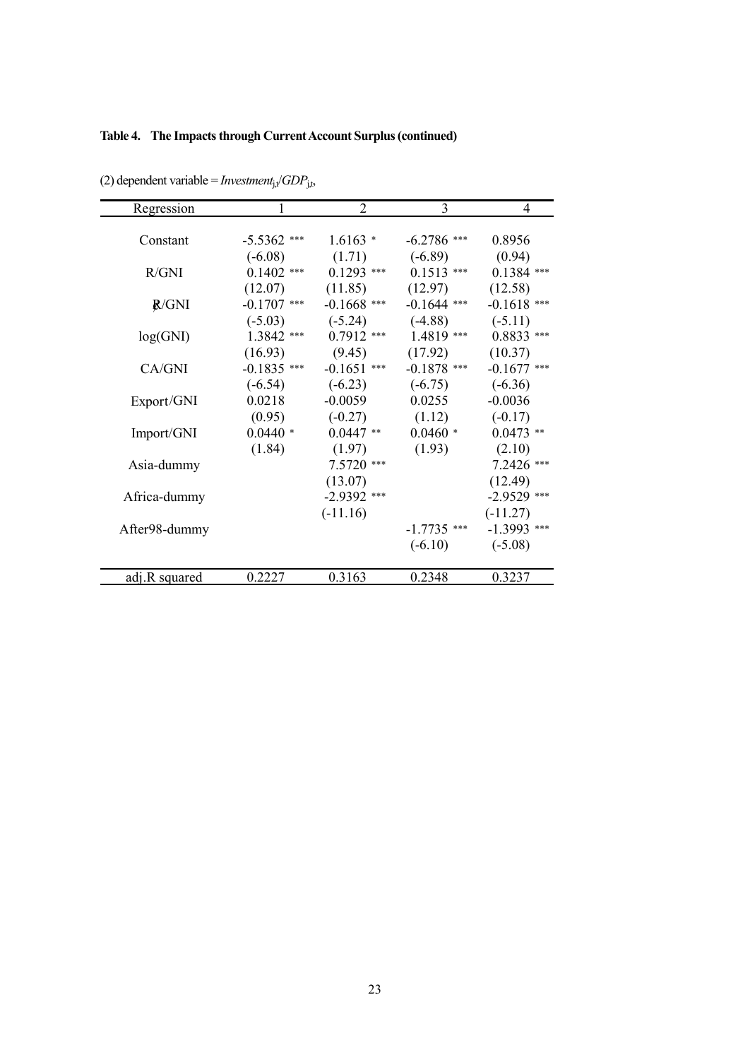**Table 4. The Impacts through Current Account Surplus (continued)**

(2) dependent variable = $Investment_{j,t}/GDP_{j,t}$,

| Regression | 1 | 2 | 3 | 4 |
|---|---|---|---|---|
| Constant | -5.5362 *** | 1.6163 * | -6.2786 *** | 0.8956 |
| | (-6.08) | (1.71) | (-6.89) | (0.94) |
| R/GNI | 0.1402 *** | 0.1293 *** | 0.1513 *** | 0.1384 *** |
| | (12.07) | (11.85) | (12.97) | (12.58) |
| $\dot{R}$/GNI | -0.1707 *** | -0.1668 *** | -0.1644 *** | -0.1618 *** |
| | (-5.03) | (-5.24) | (-4.88) | (-5.11) |
| log(GNI) | 1.3842 *** | 0.7912 *** | 1.4819 *** | 0.8833 *** |
| | (16.93) | (9.45) | (17.92) | (10.37) |
| CA/GNI | -0.1835 *** | -0.1651 *** | -0.1878 *** | -0.1677 *** |
| | (-6.54) | (-6.23) | (-6.75) | (-6.36) |
| Export/GNI | 0.0218 | -0.0059 | 0.0255 | -0.0036 |
| | (0.95) | (-0.27) | (1.12) | (-0.17) |
| Import/GNI | 0.0440 * | 0.0447 ** | 0.0460 * | 0.0473 ** |
| | (1.84) | (1.97) | (1.93) | (2.10) |
| Asia-dummy | | 7.5720 *** | | 7.2426 *** |
| | | (13.07) | | (12.49) |
| Africa-dummy | | -2.9392 *** | | -2.9529 *** |
| | | (-11.16) | | (-11.27) |
| After98-dummy | | | -1.7735 *** | -1.3993 *** |
| | | | (-6.10) | (-5.08) |
| adj.R squared | 0.2227 | 0.3163 | 0.2348 | 0.3237 |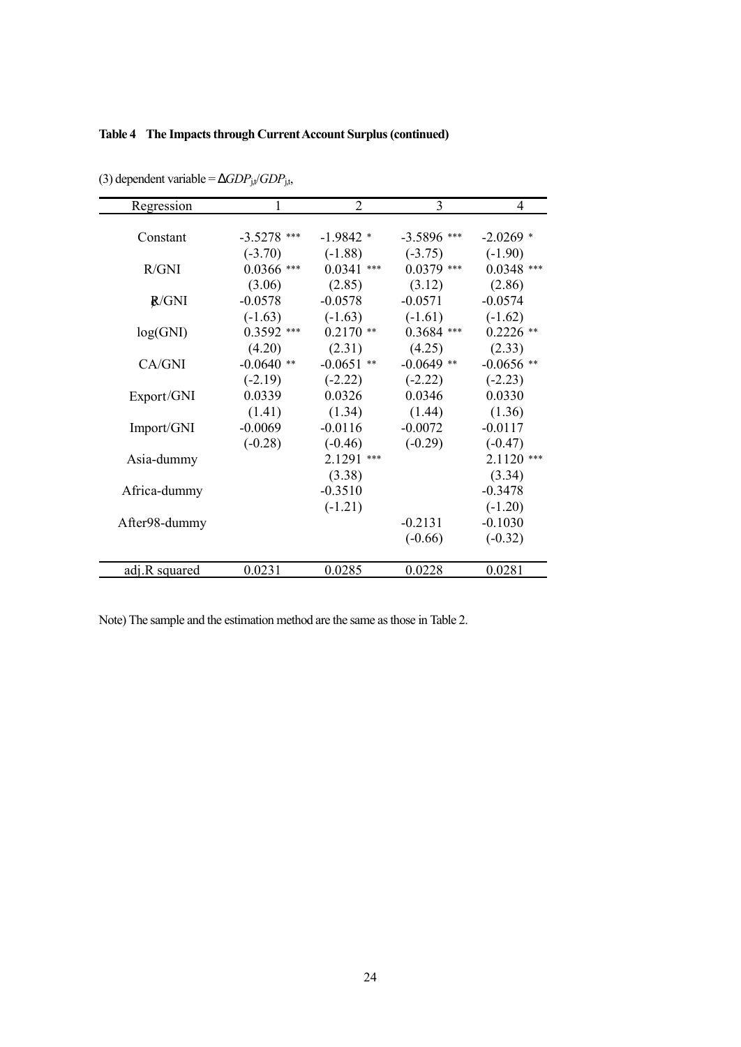**Table 4 The Impacts through Current Account Surplus (continued)**

(3) dependent variable = $\Delta GDP_{j,t}/GDP_{j,t}$,

| Regression | 1 | 2 | 3 | 4 |
|---|---|---|---|---|
| Constant | -3.5278 *** | -1.9842 * | -3.5896 *** | -2.0269 * |
| | (-3.70) | (-1.88) | (-3.75) | (-1.90) |
| R/GNI | 0.0366 *** | 0.0341 *** | 0.0379 *** | 0.0348 *** |
| | (3.06) | (2.85) | (3.12) | (2.86) |
| $R_t$/GNI | -0.0578 | -0.0578 | -0.0571 | -0.0574 |
| | (-1.63) | (-1.63) | (-1.61) | (-1.62) |
| log(GNI) | 0.3592 *** | 0.2170 ** | 0.3684 *** | 0.2226 ** |
| | (4.20) | (2.31) | (4.25) | (2.33) |
| CA/GNI | -0.0640 ** | -0.0651 ** | -0.0649 ** | -0.0656 ** |
| | (-2.19) | (-2.22) | (-2.22) | (-2.23) |
| Export/GNI | 0.0339 | 0.0326 | 0.0346 | 0.0330 |
| | (1.41) | (1.34) | (1.44) | (1.36) |
| Import/GNI | -0.0069 | -0.0116 | -0.0072 | -0.0117 |
| | (-0.28) | (-0.46) | (-0.29) | (-0.47) |
| Asia-dummy | | 2.1291 *** | | 2.1120 *** |
| | | (3.38) | | (3.34) |
| Africa-dummy | | -0.3510 | | -0.3478 |
| | | (-1.21) | | (-1.20) |
| After98-dummy | | | -0.2131 | -0.1030 |
| | | | (-0.66) | (-0.32) |
| adj.R squared | 0.0231 | 0.0285 | 0.0228 | 0.0281 |

Note) The sample and the estimation method are the same as those in Table 2.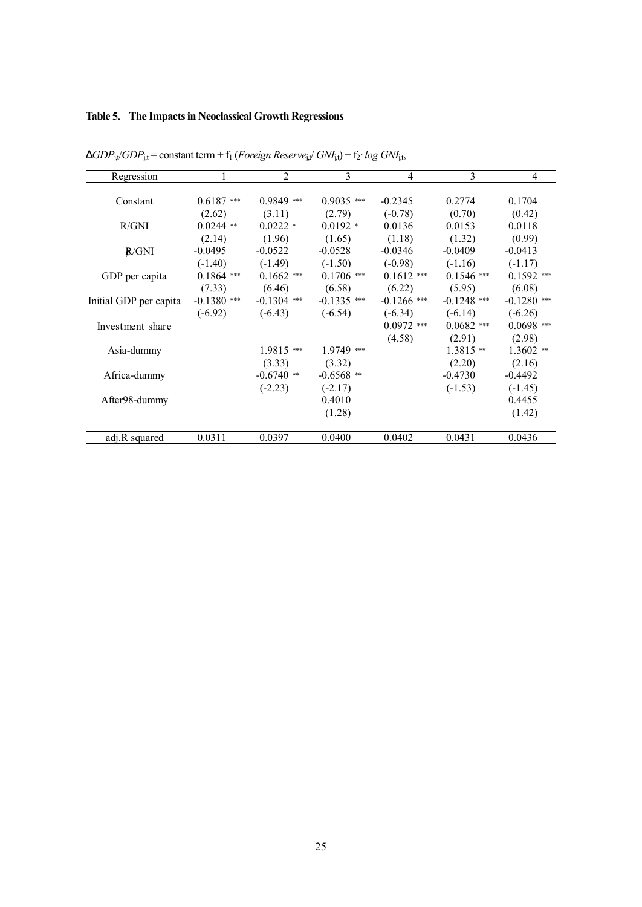**Table 5. The Impacts in Neoclassical Growth Regressions**

$\Delta GDP_{j,t}/GDP_{j,t}$ = constant term + $f_1$ (*Foreign Reserve*$_{j,t}$/ *GNI*$_{j,t}$) + $f_2 \cdot$ *log GNI*$_{j,t}$,

| Regression | 1 | 2 | 3 | 4 | 3 | 4 |
|---|---|---|---|---|---|---|
| Constant | 0.6187 *** | 0.9849 *** | 0.9035 *** | -0.2345 | 0.2774 | 0.1704 |
| | (2.62) | (3.11) | (2.79) | (-0.78) | (0.70) | (0.42) |
| R/GNI | 0.0244 ** | 0.0222 * | 0.0192 * | 0.0136 | 0.0153 | 0.0118 |
| | (2.14) | (1.96) | (1.65) | (1.18) | (1.32) | (0.99) |
| R/GNI | -0.0495 | -0.0522 | -0.0528 | -0.0346 | -0.0409 | -0.0413 |
| | (-1.40) | (-1.49) | (-1.50) | (-0.98) | (-1.16) | (-1.17) |
| GDP per capita | 0.1864 *** | 0.1662 *** | 0.1706 *** | 0.1612 *** | 0.1546 *** | 0.1592 *** |
| | (7.33) | (6.46) | (6.58) | (6.22) | (5.95) | (6.08) |
| Initial GDP per capita | -0.1380 *** | -0.1304 *** | -0.1335 *** | -0.1266 *** | -0.1248 *** | -0.1280 *** |
| | (-6.92) | (-6.43) | (-6.54) | (-6.34) | (-6.14) | (-6.26) |
| Investment share | | | | 0.0972 *** | 0.0682 *** | 0.0698 *** |
| | | | | (4.58) | (2.91) | (2.98) |
| Asia-dummy | | 1.9815 *** | 1.9749 *** | | 1.3815 ** | 1.3602 ** |
| | | (3.33) | (3.32) | | (2.20) | (2.16) |
| Africa-dummy | | -0.6740 ** | -0.6568 ** | | -0.4730 | -0.4492 |
| | | (-2.23) | (-2.17) | | (-1.53) | (-1.45) |
| After98-dummy | | | 0.4010 | | | 0.4455 |
| | | | (1.28) | | | (1.42) |
| adj.R squared | 0.0311 | 0.0397 | 0.0400 | 0.0402 | 0.0431 | 0.0436 |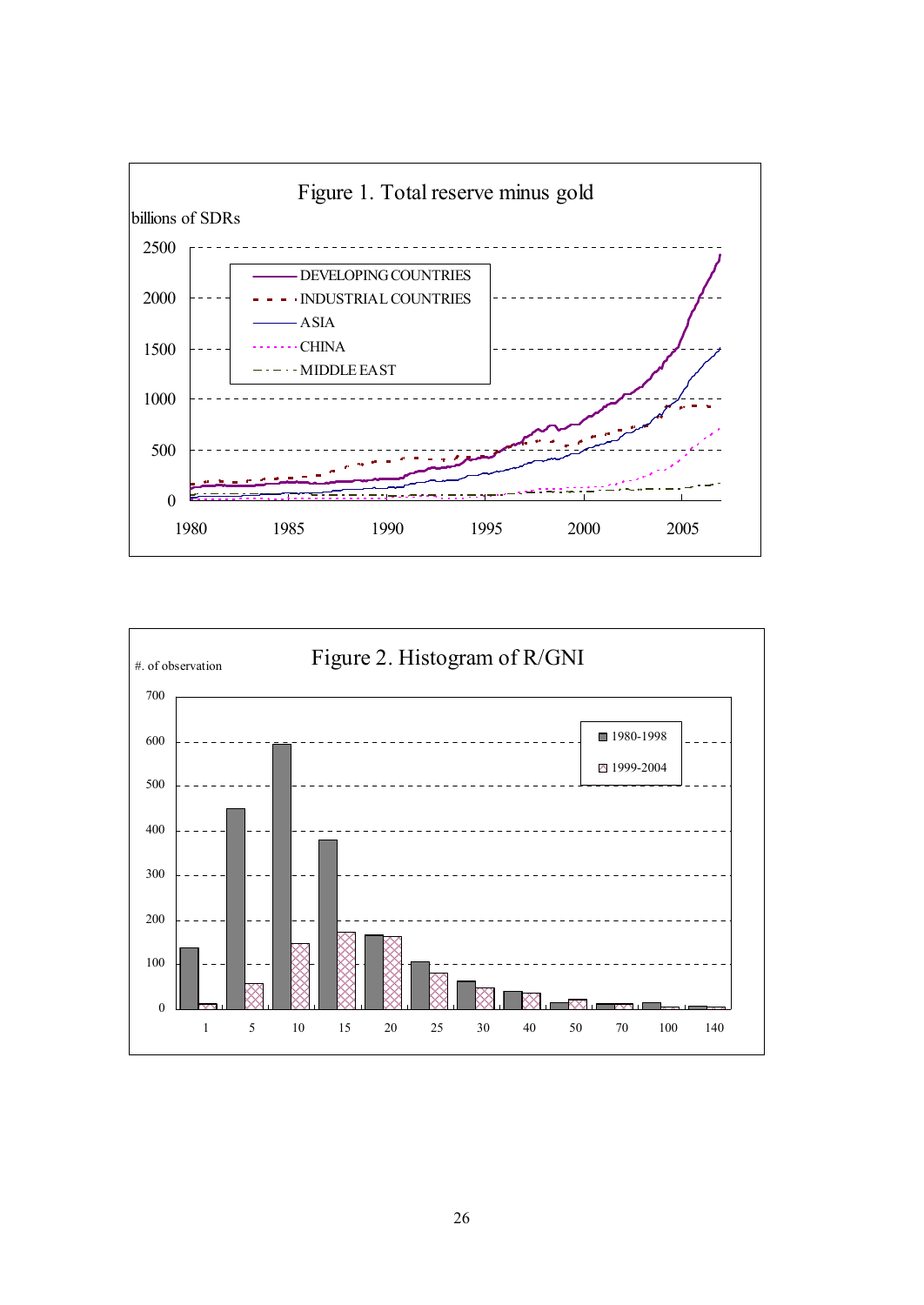Figure 1. Total reserve minus gold

billions of SDRs

2500
2000
1500
1000
500
0

1980 1985 1990 1995 2000 2005

DEVELOPING COUNTRIES
INDUSTRIAL COUNTRIES
ASIA
CHINA
MIDDLE EAST

Figure 2. Histogram of R/GNI

#. of observation

700
600
500
400
300
200
100
0

1 5 10 15 20 25 30 40 50 70 100 140

1980-1998
1999-2004